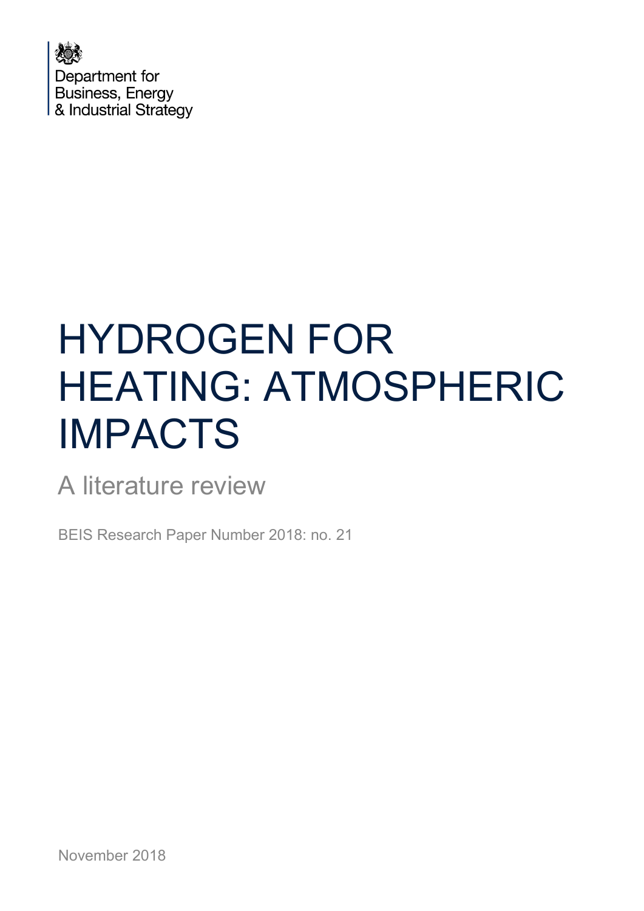Department for
Business, Energy
& Industrial Strategy

# HYDROGEN FOR HEATING: ATMOSPHERIC IMPACTS

## A literature review

BEIS Research Paper Number 2018: no. 21

November 2018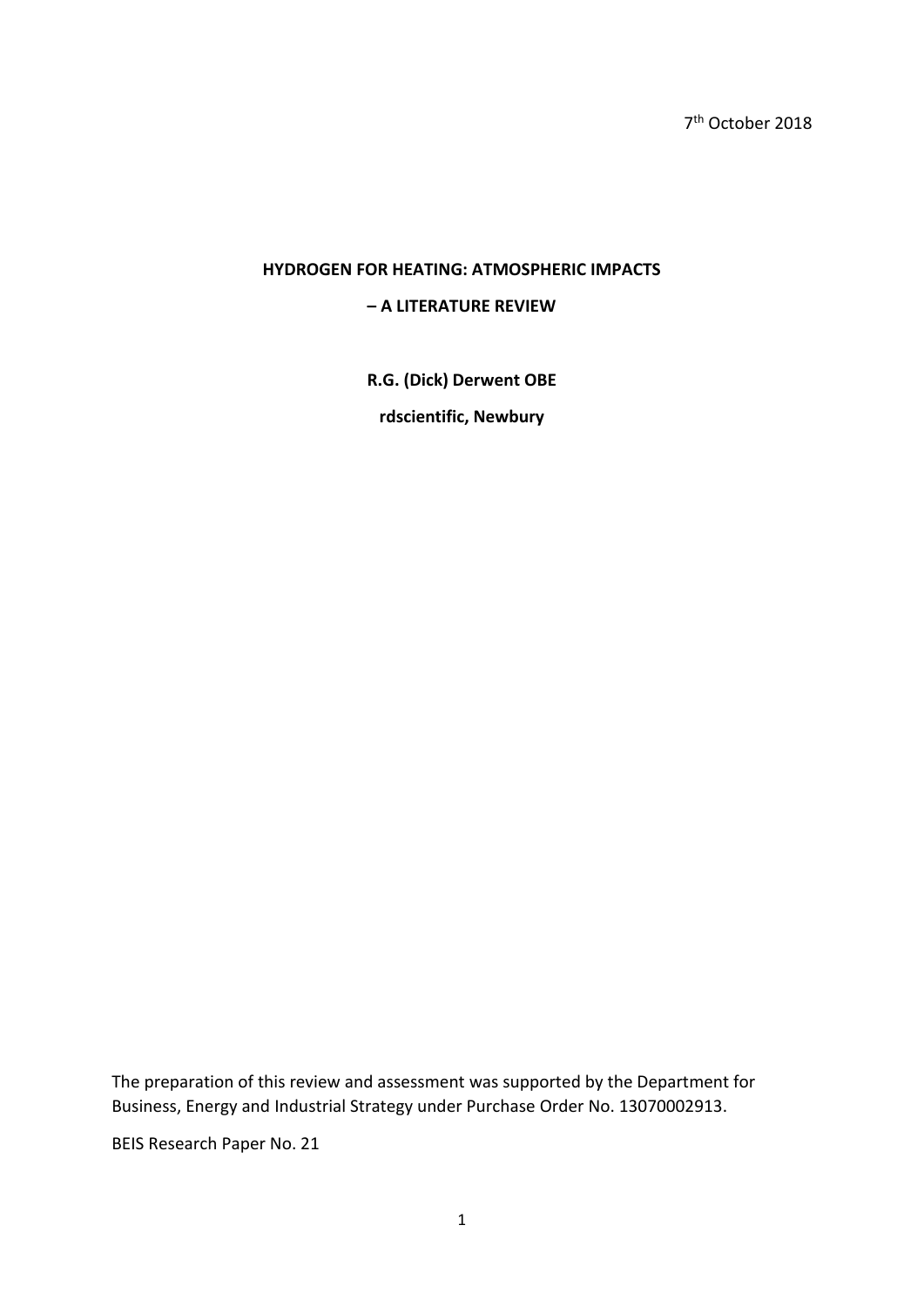7th October 2018

**HYDROGEN FOR HEATING: ATMOSPHERIC IMPACTS**

**– A LITERATURE REVIEW**

**R.G. (Dick) Derwent OBE**

**rdscientific, Newbury**

The preparation of this review and assessment was supported by the Department for Business, Energy and Industrial Strategy under Purchase Order No. 13070002913.

BEIS Research Paper No. 21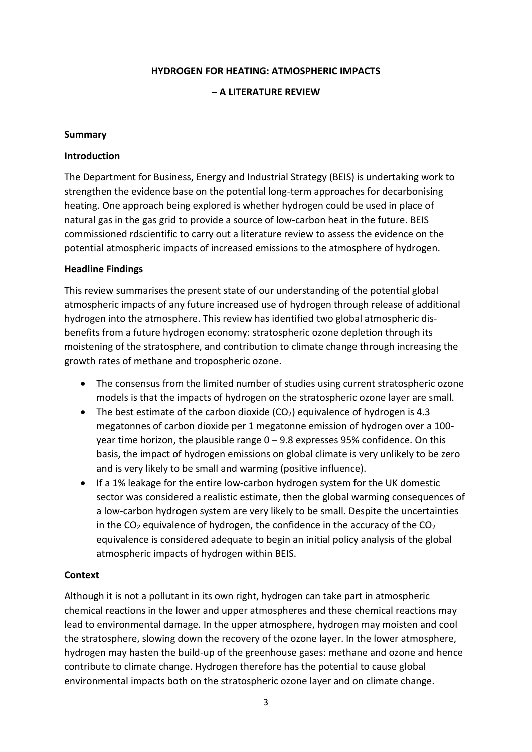# HYDROGEN FOR HEATING: ATMOSPHERIC IMPACTS

# – A LITERATURE REVIEW

## Summary

### Introduction

The Department for Business, Energy and Industrial Strategy (BEIS) is undertaking work to strengthen the evidence base on the potential long-term approaches for decarbonising heating. One approach being explored is whether hydrogen could be used in place of natural gas in the gas grid to provide a source of low-carbon heat in the future. BEIS commissioned rdscientific to carry out a literature review to assess the evidence on the potential atmospheric impacts of increased emissions to the atmosphere of hydrogen.

### Headline Findings

This review summarises the present state of our understanding of the potential global atmospheric impacts of any future increased use of hydrogen through release of additional hydrogen into the atmosphere. This review has identified two global atmospheric dis-benefits from a future hydrogen economy: stratospheric ozone depletion through its moistening of the stratosphere, and contribution to climate change through increasing the growth rates of methane and tropospheric ozone.

- The consensus from the limited number of studies using current stratospheric ozone models is that the impacts of hydrogen on the stratospheric ozone layer are small.
- The best estimate of the carbon dioxide ($CO_2$) equivalence of hydrogen is 4.3 megatonnes of carbon dioxide per 1 megatonne emission of hydrogen over a 100-year time horizon, the plausible range 0 – 9.8 expresses 95% confidence. On this basis, the impact of hydrogen emissions on global climate is very unlikely to be zero and is very likely to be small and warming (positive influence).
- If a 1% leakage for the entire low-carbon hydrogen system for the UK domestic sector was considered a realistic estimate, then the global warming consequences of a low-carbon hydrogen system are very likely to be small. Despite the uncertainties in the $CO_2$ equivalence of hydrogen, the confidence in the accuracy of the $CO_2$ equivalence is considered adequate to begin an initial policy analysis of the global atmospheric impacts of hydrogen within BEIS.

### Context

Although it is not a pollutant in its own right, hydrogen can take part in atmospheric chemical reactions in the lower and upper atmospheres and these chemical reactions may lead to environmental damage. In the upper atmosphere, hydrogen may moisten and cool the stratosphere, slowing down the recovery of the ozone layer. In the lower atmosphere, hydrogen may hasten the build-up of the greenhouse gases: methane and ozone and hence contribute to climate change. Hydrogen therefore has the potential to cause global environmental impacts both on the stratospheric ozone layer and on climate change.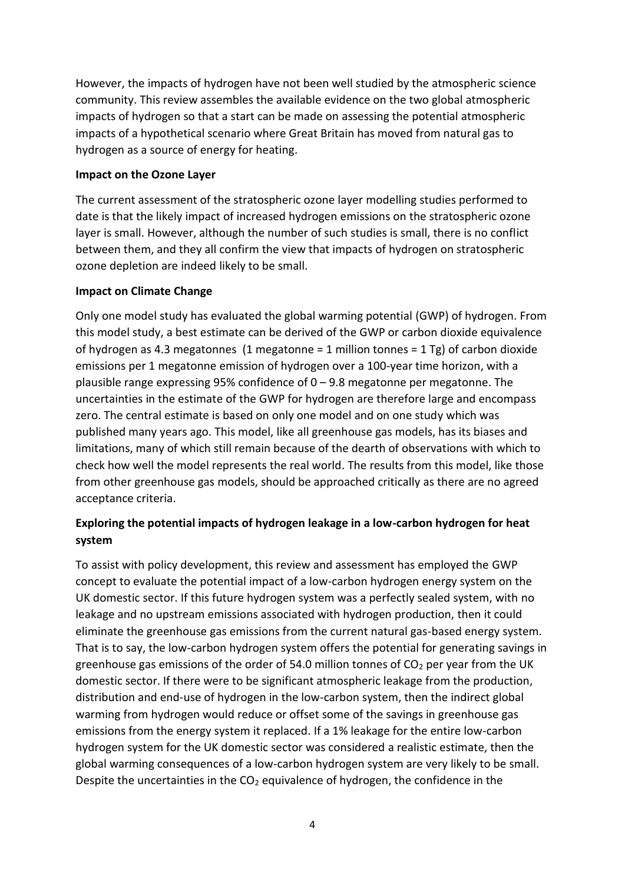However, the impacts of hydrogen have not been well studied by the atmospheric science community. This review assembles the available evidence on the two global atmospheric impacts of hydrogen so that a start can be made on assessing the potential atmospheric impacts of a hypothetical scenario where Great Britain has moved from natural gas to hydrogen as a source of energy for heating.

**Impact on the Ozone Layer**

The current assessment of the stratospheric ozone layer modelling studies performed to date is that the likely impact of increased hydrogen emissions on the stratospheric ozone layer is small. However, although the number of such studies is small, there is no conflict between them, and they all confirm the view that impacts of hydrogen on stratospheric ozone depletion are indeed likely to be small.

**Impact on Climate Change**

Only one model study has evaluated the global warming potential (GWP) of hydrogen. From this model study, a best estimate can be derived of the GWP or carbon dioxide equivalence of hydrogen as 4.3 megatonnes (1 megatonne = 1 million tonnes = 1 Tg) of carbon dioxide emissions per 1 megatonne emission of hydrogen over a 100-year time horizon, with a plausible range expressing 95% confidence of 0 – 9.8 megatonne per megatonne. The uncertainties in the estimate of the GWP for hydrogen are therefore large and encompass zero. The central estimate is based on only one model and on one study which was published many years ago. This model, like all greenhouse gas models, has its biases and limitations, many of which still remain because of the dearth of observations with which to check how well the model represents the real world. The results from this model, like those from other greenhouse gas models, should be approached critically as there are no agreed acceptance criteria.

**Exploring the potential impacts of hydrogen leakage in a low-carbon hydrogen for heat system**

To assist with policy development, this review and assessment has employed the GWP concept to evaluate the potential impact of a low-carbon hydrogen energy system on the UK domestic sector. If this future hydrogen system was a perfectly sealed system, with no leakage and no upstream emissions associated with hydrogen production, then it could eliminate the greenhouse gas emissions from the current natural gas-based energy system. That is to say, the low-carbon hydrogen system offers the potential for generating savings in greenhouse gas emissions of the order of 54.0 million tonnes of $CO_2$ per year from the UK domestic sector. If there were to be significant atmospheric leakage from the production, distribution and end-use of hydrogen in the low-carbon system, then the indirect global warming from hydrogen would reduce or offset some of the savings in greenhouse gas emissions from the energy system it replaced. If a 1% leakage for the entire low-carbon hydrogen system for the UK domestic sector was considered a realistic estimate, then the global warming consequences of a low-carbon hydrogen system are very likely to be small. Despite the uncertainties in the $CO_2$ equivalence of hydrogen, the confidence in the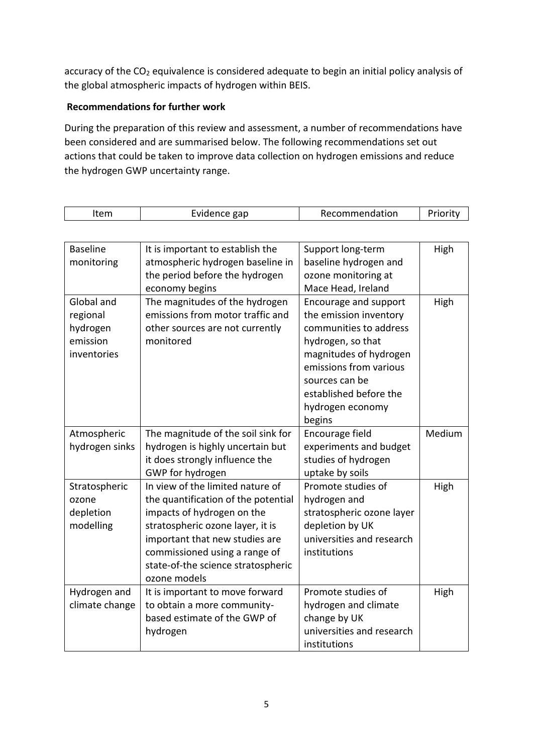accuracy of the $CO_2$ equivalence is considered adequate to begin an initial policy analysis of the global atmospheric impacts of hydrogen within BEIS.

**Recommendations for further work**

During the preparation of this review and assessment, a number of recommendations have been considered and are summarised below. The following recommendations set out actions that could be taken to improve data collection on hydrogen emissions and reduce the hydrogen GWP uncertainty range.

| Item | Evidence gap | Recommendation | Priority |
|---|---|---|---|
| Baseline monitoring | It is important to establish the atmospheric hydrogen baseline in the period before the hydrogen economy begins | Support long-term baseline hydrogen and ozone monitoring at Mace Head, Ireland | High |
| Global and regional hydrogen emission inventories | The magnitudes of the hydrogen emissions from motor traffic and other sources are not currently monitored | Encourage and support the emission inventory communities to address hydrogen, so that magnitudes of hydrogen emissions from various sources can be established before the hydrogen economy begins | High |
| Atmospheric hydrogen sinks | The magnitude of the soil sink for hydrogen is highly uncertain but it does strongly influence the GWP for hydrogen | Encourage field experiments and budget studies of hydrogen uptake by soils | Medium |
| Stratospheric ozone depletion modelling | In view of the limited nature of the quantification of the potential impacts of hydrogen on the stratospheric ozone layer, it is important that new studies are commissioned using a range of state-of-the-science stratospheric ozone models | Promote studies of hydrogen and stratospheric ozone layer depletion by UK universities and research institutions | High |
| Hydrogen and climate change | It is important to move forward to obtain a more community-based estimate of the GWP of hydrogen | Promote studies of hydrogen and climate change by UK universities and research institutions | High |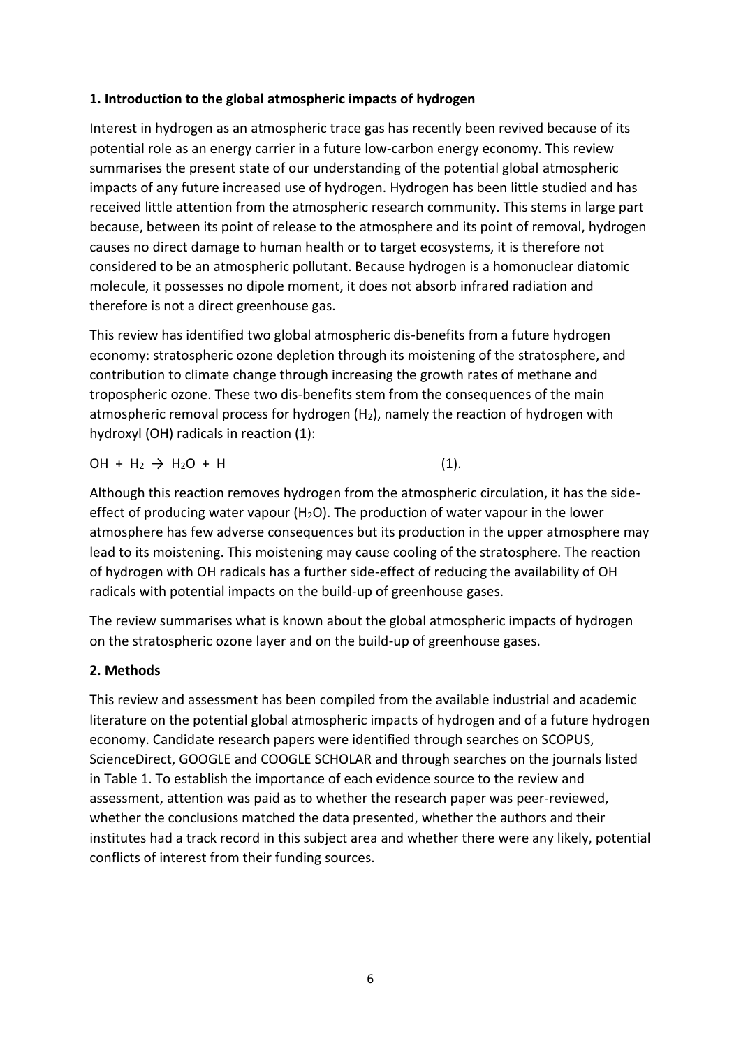### 1. Introduction to the global atmospheric impacts of hydrogen

Interest in hydrogen as an atmospheric trace gas has recently been revived because of its potential role as an energy carrier in a future low-carbon energy economy. This review summarises the present state of our understanding of the potential global atmospheric impacts of any future increased use of hydrogen. Hydrogen has been little studied and has received little attention from the atmospheric research community. This stems in large part because, between its point of release to the atmosphere and its point of removal, hydrogen causes no direct damage to human health or to target ecosystems, it is therefore not considered to be an atmospheric pollutant. Because hydrogen is a homonuclear diatomic molecule, it possesses no dipole moment, it does not absorb infrared radiation and therefore is not a direct greenhouse gas.

This review has identified two global atmospheric dis-benefits from a future hydrogen economy: stratospheric ozone depletion through its moistening of the stratosphere, and contribution to climate change through increasing the growth rates of methane and tropospheric ozone. These two dis-benefits stem from the consequences of the main atmospheric removal process for hydrogen ($H_2$), namely the reaction of hydrogen with hydroxyl (OH) radicals in reaction (1):

$$OH + H_2 \rightarrow H_2O + H \qquad (1).$$

Although this reaction removes hydrogen from the atmospheric circulation, it has the side-effect of producing water vapour ($H_2O$). The production of water vapour in the lower atmosphere has few adverse consequences but its production in the upper atmosphere may lead to its moistening. This moistening may cause cooling of the stratosphere. The reaction of hydrogen with OH radicals has a further side-effect of reducing the availability of OH radicals with potential impacts on the build-up of greenhouse gases.

The review summarises what is known about the global atmospheric impacts of hydrogen on the stratospheric ozone layer and on the build-up of greenhouse gases.

### 2. Methods

This review and assessment has been compiled from the available industrial and academic literature on the potential global atmospheric impacts of hydrogen and of a future hydrogen economy. Candidate research papers were identified through searches on SCOPUS, ScienceDirect, GOOGLE and COOGLE SCHOLAR and through searches on the journals listed in Table 1. To establish the importance of each evidence source to the review and assessment, attention was paid as to whether the research paper was peer-reviewed, whether the conclusions matched the data presented, whether the authors and their institutes had a track record in this subject area and whether there were any likely, potential conflicts of interest from their funding sources.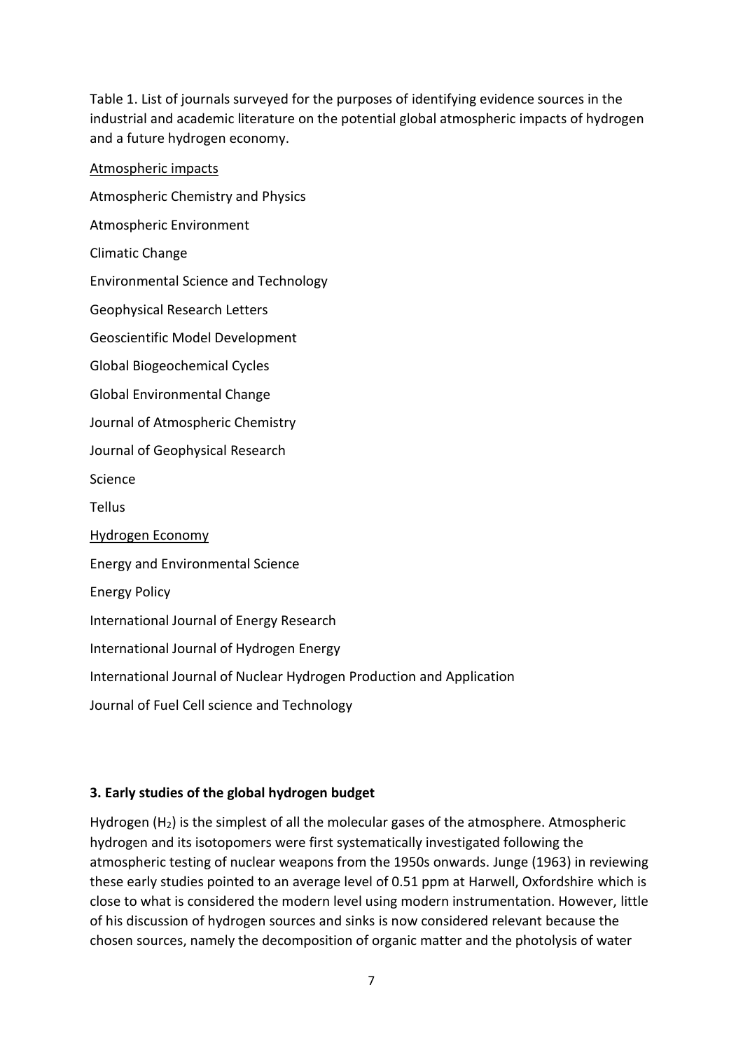Table 1. List of journals surveyed for the purposes of identifying evidence sources in the industrial and academic literature on the potential global atmospheric impacts of hydrogen and a future hydrogen economy.

<u>Atmospheric impacts</u>

Atmospheric Chemistry and Physics

Atmospheric Environment

Climatic Change

Environmental Science and Technology

Geophysical Research Letters

Geoscientific Model Development

Global Biogeochemical Cycles

Global Environmental Change

Journal of Atmospheric Chemistry

Journal of Geophysical Research

Science

Tellus

<u>Hydrogen Economy</u>

Energy and Environmental Science

Energy Policy

International Journal of Energy Research

International Journal of Hydrogen Energy

International Journal of Nuclear Hydrogen Production and Application

Journal of Fuel Cell science and Technology

### 3. Early studies of the global hydrogen budget

Hydrogen ($H_2$) is the simplest of all the molecular gases of the atmosphere. Atmospheric hydrogen and its isotopomers were first systematically investigated following the atmospheric testing of nuclear weapons from the 1950s onwards. Junge (1963) in reviewing these early studies pointed to an average level of 0.51 ppm at Harwell, Oxfordshire which is close to what is considered the modern level using modern instrumentation. However, little of his discussion of hydrogen sources and sinks is now considered relevant because the chosen sources, namely the decomposition of organic matter and the photolysis of water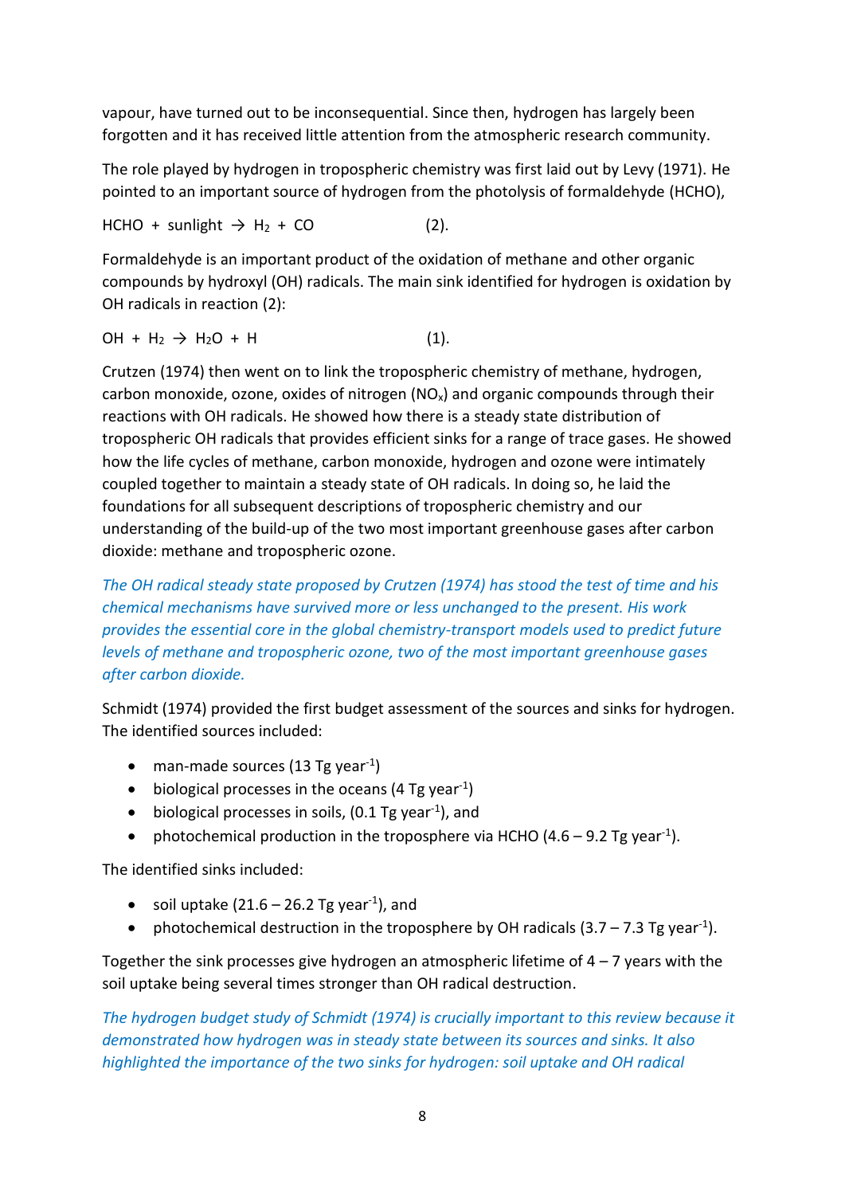vapour, have turned out to be inconsequential. Since then, hydrogen has largely been forgotten and it has received little attention from the atmospheric research community.

The role played by hydrogen in tropospheric chemistry was first laid out by Levy (1971). He pointed to an important source of hydrogen from the photolysis of formaldehyde (HCHO),

$HCHO$ + sunlight → $H_2$ + $CO$ (2).

Formaldehyde is an important product of the oxidation of methane and other organic compounds by hydroxyl (OH) radicals. The main sink identified for hydrogen is oxidation by OH radicals in reaction (2):

$OH$ + $H_2$ → $H_2O$ + $H$ (1).

Crutzen (1974) then went on to link the tropospheric chemistry of methane, hydrogen, carbon monoxide, ozone, oxides of nitrogen ($NO_x$) and organic compounds through their reactions with OH radicals. He showed how there is a steady state distribution of tropospheric OH radicals that provides efficient sinks for a range of trace gases. He showed how the life cycles of methane, carbon monoxide, hydrogen and ozone were intimately coupled together to maintain a steady state of OH radicals. In doing so, he laid the foundations for all subsequent descriptions of tropospheric chemistry and our understanding of the build-up of the two most important greenhouse gases after carbon dioxide: methane and tropospheric ozone.

*The OH radical steady state proposed by Crutzen (1974) has stood the test of time and his chemical mechanisms have survived more or less unchanged to the present. His work provides the essential core in the global chemistry-transport models used to predict future levels of methane and tropospheric ozone, two of the most important greenhouse gases after carbon dioxide.*

Schmidt (1974) provided the first budget assessment of the sources and sinks for hydrogen. The identified sources included:

- man-made sources (13 Tg year$^{-1}$)
- biological processes in the oceans (4 Tg year$^{-1}$)
- biological processes in soils, (0.1 Tg year$^{-1}$), and
- photochemical production in the troposphere via HCHO (4.6 – 9.2 Tg year$^{-1}$).

The identified sinks included:

- soil uptake (21.6 – 26.2 Tg year$^{-1}$), and
- photochemical destruction in the troposphere by OH radicals (3.7 – 7.3 Tg year$^{-1}$).

Together the sink processes give hydrogen an atmospheric lifetime of 4 – 7 years with the soil uptake being several times stronger than OH radical destruction.

*The hydrogen budget study of Schmidt (1974) is crucially important to this review because it demonstrated how hydrogen was in steady state between its sources and sinks. It also highlighted the importance of the two sinks for hydrogen: soil uptake and OH radical*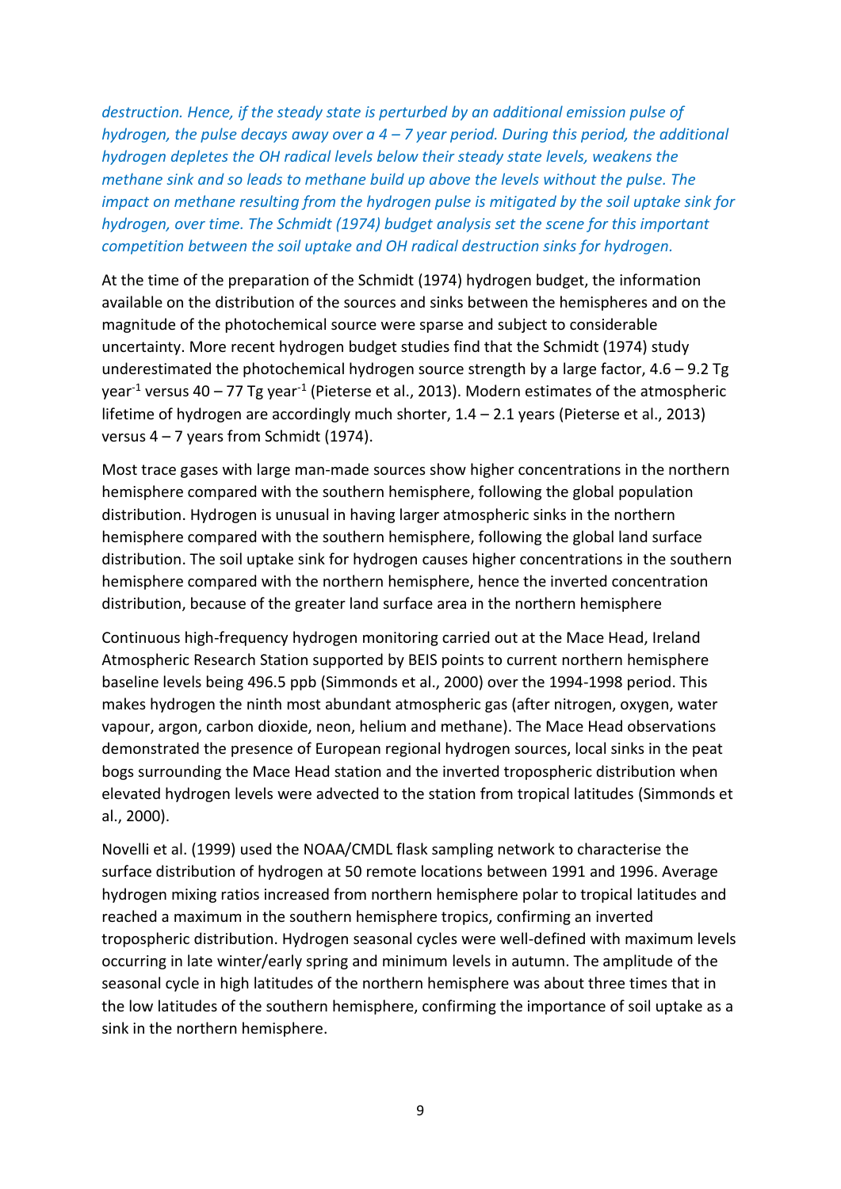*destruction. Hence, if the steady state is perturbed by an additional emission pulse of hydrogen, the pulse decays away over a 4 – 7 year period. During this period, the additional hydrogen depletes the OH radical levels below their steady state levels, weakens the methane sink and so leads to methane build up above the levels without the pulse. The impact on methane resulting from the hydrogen pulse is mitigated by the soil uptake sink for hydrogen, over time. The Schmidt (1974) budget analysis set the scene for this important competition between the soil uptake and OH radical destruction sinks for hydrogen.*

At the time of the preparation of the Schmidt (1974) hydrogen budget, the information available on the distribution of the sources and sinks between the hemispheres and on the magnitude of the photochemical source were sparse and subject to considerable uncertainty. More recent hydrogen budget studies find that the Schmidt (1974) study underestimated the photochemical hydrogen source strength by a large factor, 4.6 – 9.2 Tg year$^{-1}$ versus 40 – 77 Tg year$^{-1}$ (Pieterse et al., 2013). Modern estimates of the atmospheric lifetime of hydrogen are accordingly much shorter, 1.4 – 2.1 years (Pieterse et al., 2013) versus 4 – 7 years from Schmidt (1974).

Most trace gases with large man-made sources show higher concentrations in the northern hemisphere compared with the southern hemisphere, following the global population distribution. Hydrogen is unusual in having larger atmospheric sinks in the northern hemisphere compared with the southern hemisphere, following the global land surface distribution. The soil uptake sink for hydrogen causes higher concentrations in the southern hemisphere compared with the northern hemisphere, hence the inverted concentration distribution, because of the greater land surface area in the northern hemisphere

Continuous high-frequency hydrogen monitoring carried out at the Mace Head, Ireland Atmospheric Research Station supported by BEIS points to current northern hemisphere baseline levels being 496.5 ppb (Simmonds et al., 2000) over the 1994-1998 period. This makes hydrogen the ninth most abundant atmospheric gas (after nitrogen, oxygen, water vapour, argon, carbon dioxide, neon, helium and methane). The Mace Head observations demonstrated the presence of European regional hydrogen sources, local sinks in the peat bogs surrounding the Mace Head station and the inverted tropospheric distribution when elevated hydrogen levels were advected to the station from tropical latitudes (Simmonds et al., 2000).

Novelli et al. (1999) used the NOAA/CMDL flask sampling network to characterise the surface distribution of hydrogen at 50 remote locations between 1991 and 1996. Average hydrogen mixing ratios increased from northern hemisphere polar to tropical latitudes and reached a maximum in the southern hemisphere tropics, confirming an inverted tropospheric distribution. Hydrogen seasonal cycles were well-defined with maximum levels occurring in late winter/early spring and minimum levels in autumn. The amplitude of the seasonal cycle in high latitudes of the northern hemisphere was about three times that in the low latitudes of the southern hemisphere, confirming the importance of soil uptake as a sink in the northern hemisphere.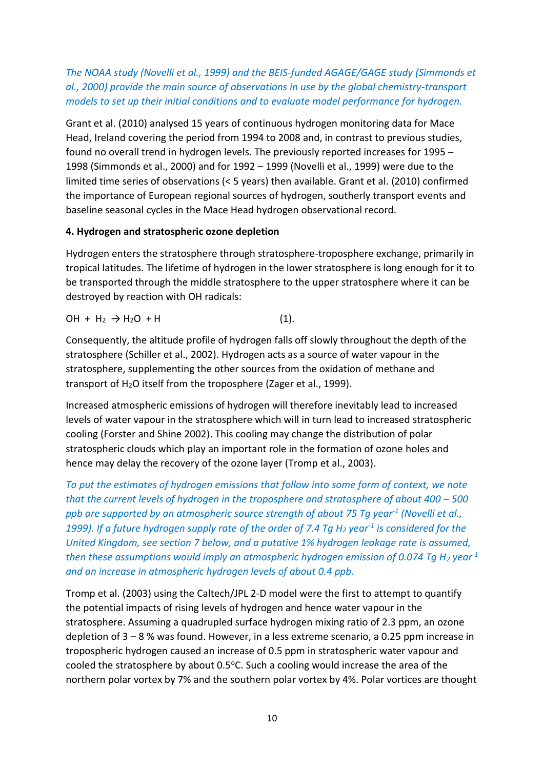*The NOAA study (Novelli et al., 1999) and the BEIS-funded AGAGE/GAGE study (Simmonds et al., 2000) provide the main source of observations in use by the global chemistry-transport models to set up their initial conditions and to evaluate model performance for hydrogen.*

Grant et al. (2010) analysed 15 years of continuous hydrogen monitoring data for Mace Head, Ireland covering the period from 1994 to 2008 and, in contrast to previous studies, found no overall trend in hydrogen levels. The previously reported increases for 1995 – 1998 (Simmonds et al., 2000) and for 1992 – 1999 (Novelli et al., 1999) were due to the limited time series of observations (< 5 years) then available. Grant et al. (2010) confirmed the importance of European regional sources of hydrogen, southerly transport events and baseline seasonal cycles in the Mace Head hydrogen observational record.

**4. Hydrogen and stratospheric ozone depletion**

Hydrogen enters the stratosphere through stratosphere-troposphere exchange, primarily in tropical latitudes. The lifetime of hydrogen in the lower stratosphere is long enough for it to be transported through the middle stratosphere to the upper stratosphere where it can be destroyed by reaction with OH radicals:

$$OH + H_2 \rightarrow H_2O + H \qquad (1).$$

Consequently, the altitude profile of hydrogen falls off slowly throughout the depth of the stratosphere (Schiller et al., 2002). Hydrogen acts as a source of water vapour in the stratosphere, supplementing the other sources from the oxidation of methane and transport of $H_2O$ itself from the troposphere (Zager et al., 1999).

Increased atmospheric emissions of hydrogen will therefore inevitably lead to increased levels of water vapour in the stratosphere which will in turn lead to increased stratospheric cooling (Forster and Shine 2002). This cooling may change the distribution of polar stratospheric clouds which play an important role in the formation of ozone holes and hence may delay the recovery of the ozone layer (Tromp et al., 2003).

*To put the estimates of hydrogen emissions that follow into some form of context, we note that the current levels of hydrogen in the troposphere and stratosphere of about 400 – 500 ppb are supported by an atmospheric source strength of about 75 Tg year$^{-1}$ (Novelli et al., 1999). If a future hydrogen supply rate of the order of 7.4 Tg $H_2$ year$^{-1}$ is considered for the United Kingdom, see section 7 below, and a putative 1% hydrogen leakage rate is assumed, then these assumptions would imply an atmospheric hydrogen emission of 0.074 Tg $H_2$ year$^{-1}$ and an increase in atmospheric hydrogen levels of about 0.4 ppb.*

Tromp et al. (2003) using the Caltech/JPL 2-D model were the first to attempt to quantify the potential impacts of rising levels of hydrogen and hence water vapour in the stratosphere. Assuming a quadrupled surface hydrogen mixing ratio of 2.3 ppm, an ozone depletion of 3 – 8 % was found. However, in a less extreme scenario, a 0.25 ppm increase in tropospheric hydrogen caused an increase of 0.5 ppm in stratospheric water vapour and cooled the stratosphere by about 0.5$^{o}$C. Such a cooling would increase the area of the northern polar vortex by 7% and the southern polar vortex by 4%. Polar vortices are thought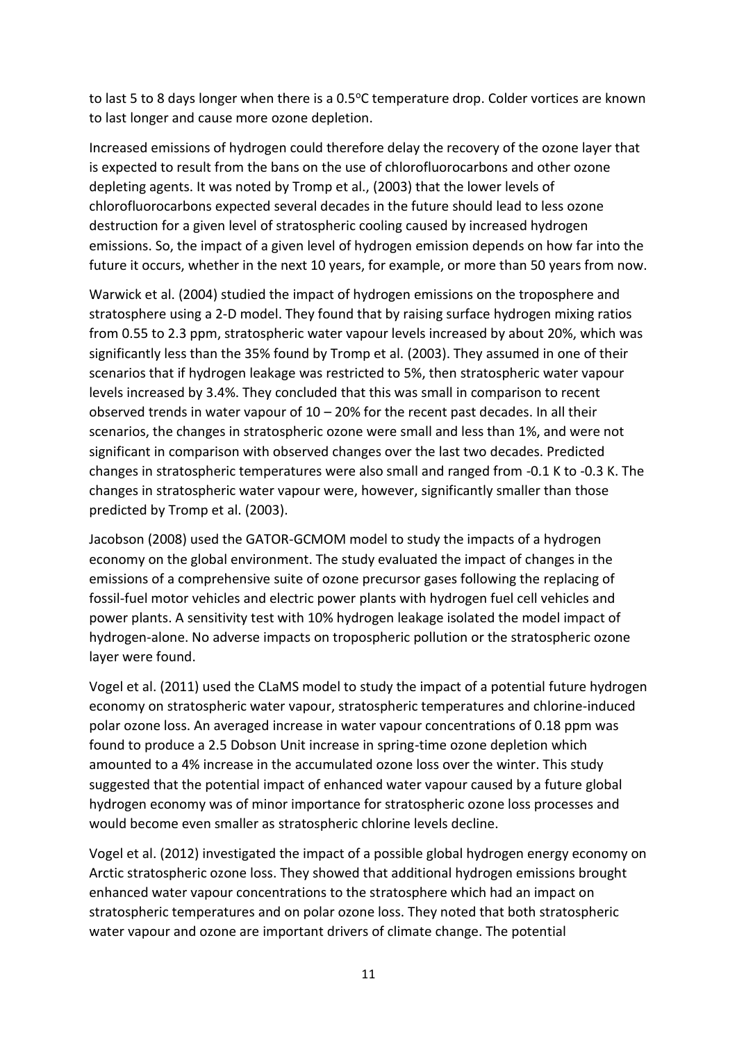to last 5 to 8 days longer when there is a 0.5°C temperature drop. Colder vortices are known to last longer and cause more ozone depletion.

Increased emissions of hydrogen could therefore delay the recovery of the ozone layer that is expected to result from the bans on the use of chlorofluorocarbons and other ozone depleting agents. It was noted by Tromp et al., (2003) that the lower levels of chlorofluorocarbons expected several decades in the future should lead to less ozone destruction for a given level of stratospheric cooling caused by increased hydrogen emissions. So, the impact of a given level of hydrogen emission depends on how far into the future it occurs, whether in the next 10 years, for example, or more than 50 years from now.

Warwick et al. (2004) studied the impact of hydrogen emissions on the troposphere and stratosphere using a 2-D model. They found that by raising surface hydrogen mixing ratios from 0.55 to 2.3 ppm, stratospheric water vapour levels increased by about 20%, which was significantly less than the 35% found by Tromp et al. (2003). They assumed in one of their scenarios that if hydrogen leakage was restricted to 5%, then stratospheric water vapour levels increased by 3.4%. They concluded that this was small in comparison to recent observed trends in water vapour of 10 – 20% for the recent past decades. In all their scenarios, the changes in stratospheric ozone were small and less than 1%, and were not significant in comparison with observed changes over the last two decades. Predicted changes in stratospheric temperatures were also small and ranged from -0.1 K to -0.3 K. The changes in stratospheric water vapour were, however, significantly smaller than those predicted by Tromp et al. (2003).

Jacobson (2008) used the GATOR-GCMOM model to study the impacts of a hydrogen economy on the global environment. The study evaluated the impact of changes in the emissions of a comprehensive suite of ozone precursor gases following the replacing of fossil-fuel motor vehicles and electric power plants with hydrogen fuel cell vehicles and power plants. A sensitivity test with 10% hydrogen leakage isolated the model impact of hydrogen-alone. No adverse impacts on tropospheric pollution or the stratospheric ozone layer were found.

Vogel et al. (2011) used the CLaMS model to study the impact of a potential future hydrogen economy on stratospheric water vapour, stratospheric temperatures and chlorine-induced polar ozone loss. An averaged increase in water vapour concentrations of 0.18 ppm was found to produce a 2.5 Dobson Unit increase in spring-time ozone depletion which amounted to a 4% increase in the accumulated ozone loss over the winter. This study suggested that the potential impact of enhanced water vapour caused by a future global hydrogen economy was of minor importance for stratospheric ozone loss processes and would become even smaller as stratospheric chlorine levels decline.

Vogel et al. (2012) investigated the impact of a possible global hydrogen energy economy on Arctic stratospheric ozone loss. They showed that additional hydrogen emissions brought enhanced water vapour concentrations to the stratosphere which had an impact on stratospheric temperatures and on polar ozone loss. They noted that both stratospheric water vapour and ozone are important drivers of climate change. The potential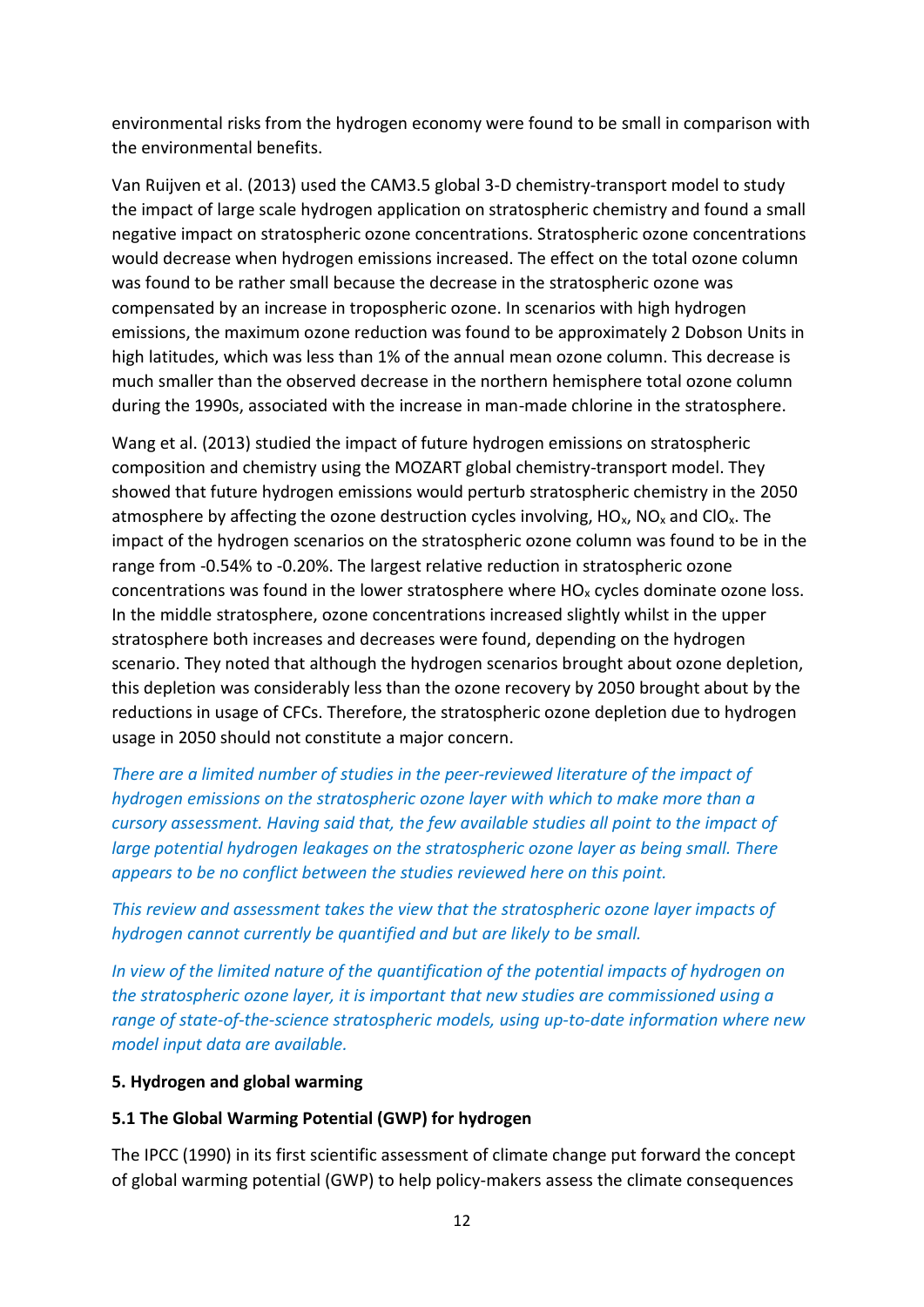environmental risks from the hydrogen economy were found to be small in comparison with the environmental benefits.

Van Ruijven et al. (2013) used the CAM3.5 global 3-D chemistry-transport model to study the impact of large scale hydrogen application on stratospheric chemistry and found a small negative impact on stratospheric ozone concentrations. Stratospheric ozone concentrations would decrease when hydrogen emissions increased. The effect on the total ozone column was found to be rather small because the decrease in the stratospheric ozone was compensated by an increase in tropospheric ozone. In scenarios with high hydrogen emissions, the maximum ozone reduction was found to be approximately 2 Dobson Units in high latitudes, which was less than 1% of the annual mean ozone column. This decrease is much smaller than the observed decrease in the northern hemisphere total ozone column during the 1990s, associated with the increase in man-made chlorine in the stratosphere.

Wang et al. (2013) studied the impact of future hydrogen emissions on stratospheric composition and chemistry using the MOZART global chemistry-transport model. They showed that future hydrogen emissions would perturb stratospheric chemistry in the 2050 atmosphere by affecting the ozone destruction cycles involving, $HO_x$, $NO_x$ and $ClO_x$. The impact of the hydrogen scenarios on the stratospheric ozone column was found to be in the range from -0.54% to -0.20%. The largest relative reduction in stratospheric ozone concentrations was found in the lower stratosphere where $HO_x$ cycles dominate ozone loss. In the middle stratosphere, ozone concentrations increased slightly whilst in the upper stratosphere both increases and decreases were found, depending on the hydrogen scenario. They noted that although the hydrogen scenarios brought about ozone depletion, this depletion was considerably less than the ozone recovery by 2050 brought about by the reductions in usage of CFCs. Therefore, the stratospheric ozone depletion due to hydrogen usage in 2050 should not constitute a major concern.

*There are a limited number of studies in the peer-reviewed literature of the impact of hydrogen emissions on the stratospheric ozone layer with which to make more than a cursory assessment. Having said that, the few available studies all point to the impact of large potential hydrogen leakages on the stratospheric ozone layer as being small. There appears to be no conflict between the studies reviewed here on this point.*

*This review and assessment takes the view that the stratospheric ozone layer impacts of hydrogen cannot currently be quantified and but are likely to be small.*

*In view of the limited nature of the quantification of the potential impacts of hydrogen on the stratospheric ozone layer, it is important that new studies are commissioned using a range of state-of-the-science stratospheric models, using up-to-date information where new model input data are available.*

## 5. Hydrogen and global warming

### 5.1 The Global Warming Potential (GWP) for hydrogen

The IPCC (1990) in its first scientific assessment of climate change put forward the concept of global warming potential (GWP) to help policy-makers assess the climate consequences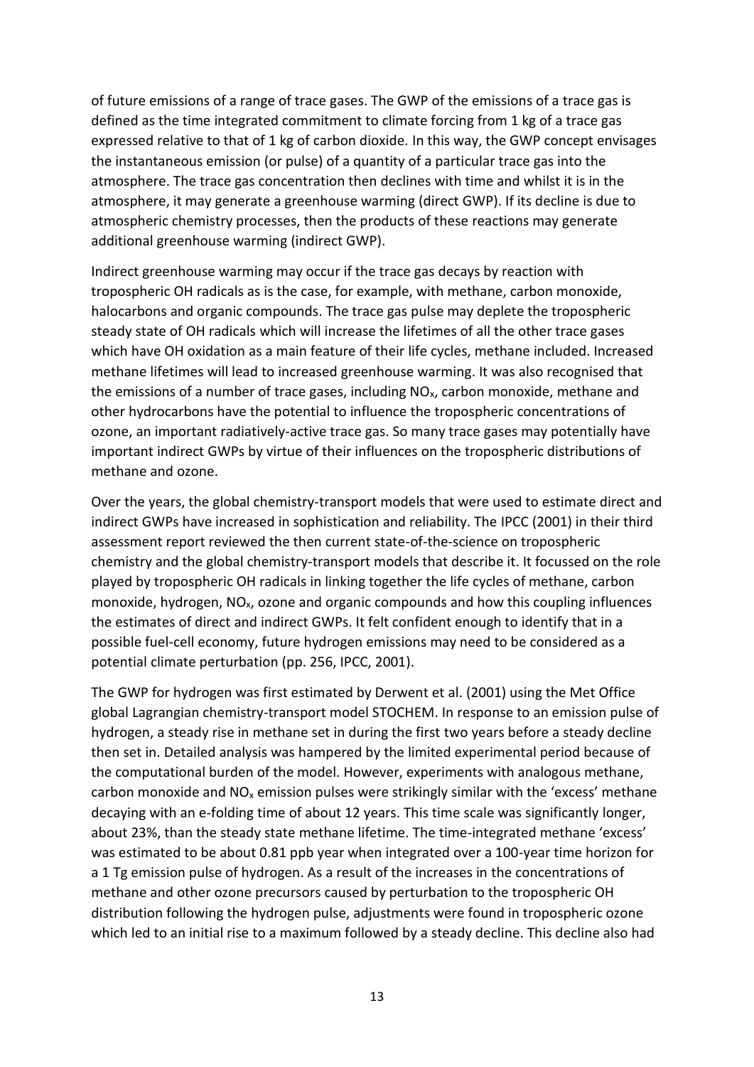of future emissions of a range of trace gases. The GWP of the emissions of a trace gas is defined as the time integrated commitment to climate forcing from 1 kg of a trace gas expressed relative to that of 1 kg of carbon dioxide. In this way, the GWP concept envisages the instantaneous emission (or pulse) of a quantity of a particular trace gas into the atmosphere. The trace gas concentration then declines with time and whilst it is in the atmosphere, it may generate a greenhouse warming (direct GWP). If its decline is due to atmospheric chemistry processes, then the products of these reactions may generate additional greenhouse warming (indirect GWP).

Indirect greenhouse warming may occur if the trace gas decays by reaction with tropospheric OH radicals as is the case, for example, with methane, carbon monoxide, halocarbons and organic compounds. The trace gas pulse may deplete the tropospheric steady state of OH radicals which will increase the lifetimes of all the other trace gases which have OH oxidation as a main feature of their life cycles, methane included. Increased methane lifetimes will lead to increased greenhouse warming. It was also recognised that the emissions of a number of trace gases, including $NO_x$, carbon monoxide, methane and other hydrocarbons have the potential to influence the tropospheric concentrations of ozone, an important radiatively-active trace gas. So many trace gases may potentially have important indirect GWPs by virtue of their influences on the tropospheric distributions of methane and ozone.

Over the years, the global chemistry-transport models that were used to estimate direct and indirect GWPs have increased in sophistication and reliability. The IPCC (2001) in their third assessment report reviewed the then current state-of-the-science on tropospheric chemistry and the global chemistry-transport models that describe it. It focussed on the role played by tropospheric OH radicals in linking together the life cycles of methane, carbon monoxide, hydrogen, $NO_x$, ozone and organic compounds and how this coupling influences the estimates of direct and indirect GWPs. It felt confident enough to identify that in a possible fuel-cell economy, future hydrogen emissions may need to be considered as a potential climate perturbation (pp. 256, IPCC, 2001).

The GWP for hydrogen was first estimated by Derwent et al. (2001) using the Met Office global Lagrangian chemistry-transport model STOCHEM. In response to an emission pulse of hydrogen, a steady rise in methane set in during the first two years before a steady decline then set in. Detailed analysis was hampered by the limited experimental period because of the computational burden of the model. However, experiments with analogous methane, carbon monoxide and $NO_x$ emission pulses were strikingly similar with the 'excess' methane decaying with an e-folding time of about 12 years. This time scale was significantly longer, about 23%, than the steady state methane lifetime. The time-integrated methane 'excess' was estimated to be about 0.81 ppb year when integrated over a 100-year time horizon for a 1 Tg emission pulse of hydrogen. As a result of the increases in the concentrations of methane and other ozone precursors caused by perturbation to the tropospheric OH distribution following the hydrogen pulse, adjustments were found in tropospheric ozone which led to an initial rise to a maximum followed by a steady decline. This decline also had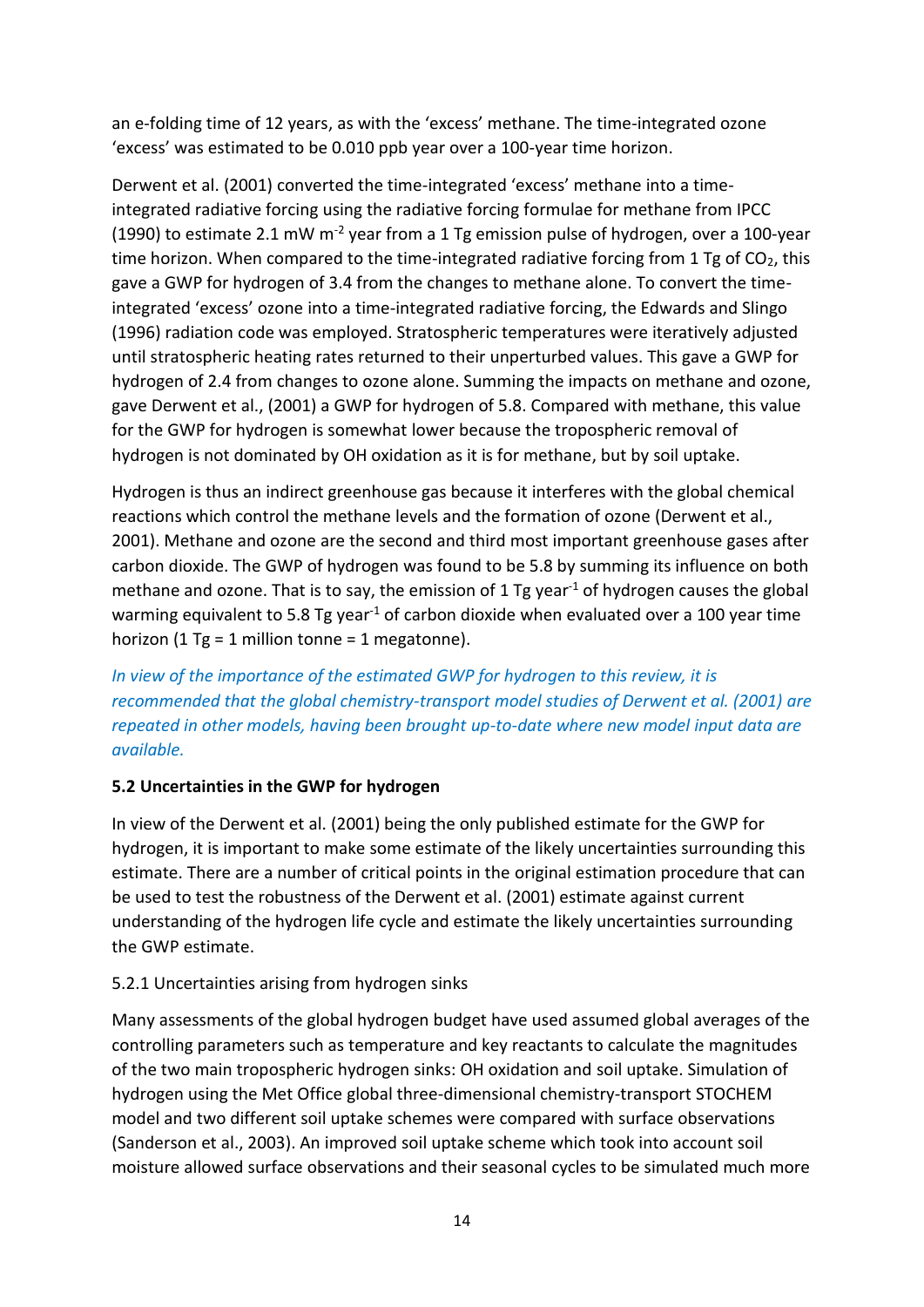an e-folding time of 12 years, as with the 'excess' methane. The time-integrated ozone 'excess' was estimated to be 0.010 ppb year over a 100-year time horizon.

Derwent et al. (2001) converted the time-integrated 'excess' methane into a time-integrated radiative forcing using the radiative forcing formulae for methane from IPCC (1990) to estimate 2.1 mW $m^{-2}$ year from a 1 Tg emission pulse of hydrogen, over a 100-year time horizon. When compared to the time-integrated radiative forcing from 1 Tg of $CO_2$, this gave a GWP for hydrogen of 3.4 from the changes to methane alone. To convert the time-integrated 'excess' ozone into a time-integrated radiative forcing, the Edwards and Slingo (1996) radiation code was employed. Stratospheric temperatures were iteratively adjusted until stratospheric heating rates returned to their unperturbed values. This gave a GWP for hydrogen of 2.4 from changes to ozone alone. Summing the impacts on methane and ozone, gave Derwent et al., (2001) a GWP for hydrogen of 5.8. Compared with methane, this value for the GWP for hydrogen is somewhat lower because the tropospheric removal of hydrogen is not dominated by OH oxidation as it is for methane, but by soil uptake.

Hydrogen is thus an indirect greenhouse gas because it interferes with the global chemical reactions which control the methane levels and the formation of ozone (Derwent et al., 2001). Methane and ozone are the second and third most important greenhouse gases after carbon dioxide. The GWP of hydrogen was found to be 5.8 by summing its influence on both methane and ozone. That is to say, the emission of 1 Tg $year^{-1}$ of hydrogen causes the global warming equivalent to 5.8 Tg $year^{-1}$ of carbon dioxide when evaluated over a 100 year time horizon (1 Tg = 1 million tonne = 1 megatonne).

*In view of the importance of the estimated GWP for hydrogen to this review, it is recommended that the global chemistry-transport model studies of Derwent et al. (2001) are repeated in other models, having been brought up-to-date where new model input data are available.*

### 5.2 Uncertainties in the GWP for hydrogen

In view of the Derwent et al. (2001) being the only published estimate for the GWP for hydrogen, it is important to make some estimate of the likely uncertainties surrounding this estimate. There are a number of critical points in the original estimation procedure that can be used to test the robustness of the Derwent et al. (2001) estimate against current understanding of the hydrogen life cycle and estimate the likely uncertainties surrounding the GWP estimate.

#### 5.2.1 Uncertainties arising from hydrogen sinks

Many assessments of the global hydrogen budget have used assumed global averages of the controlling parameters such as temperature and key reactants to calculate the magnitudes of the two main tropospheric hydrogen sinks: OH oxidation and soil uptake. Simulation of hydrogen using the Met Office global three-dimensional chemistry-transport STOCHEM model and two different soil uptake schemes were compared with surface observations (Sanderson et al., 2003). An improved soil uptake scheme which took into account soil moisture allowed surface observations and their seasonal cycles to be simulated much more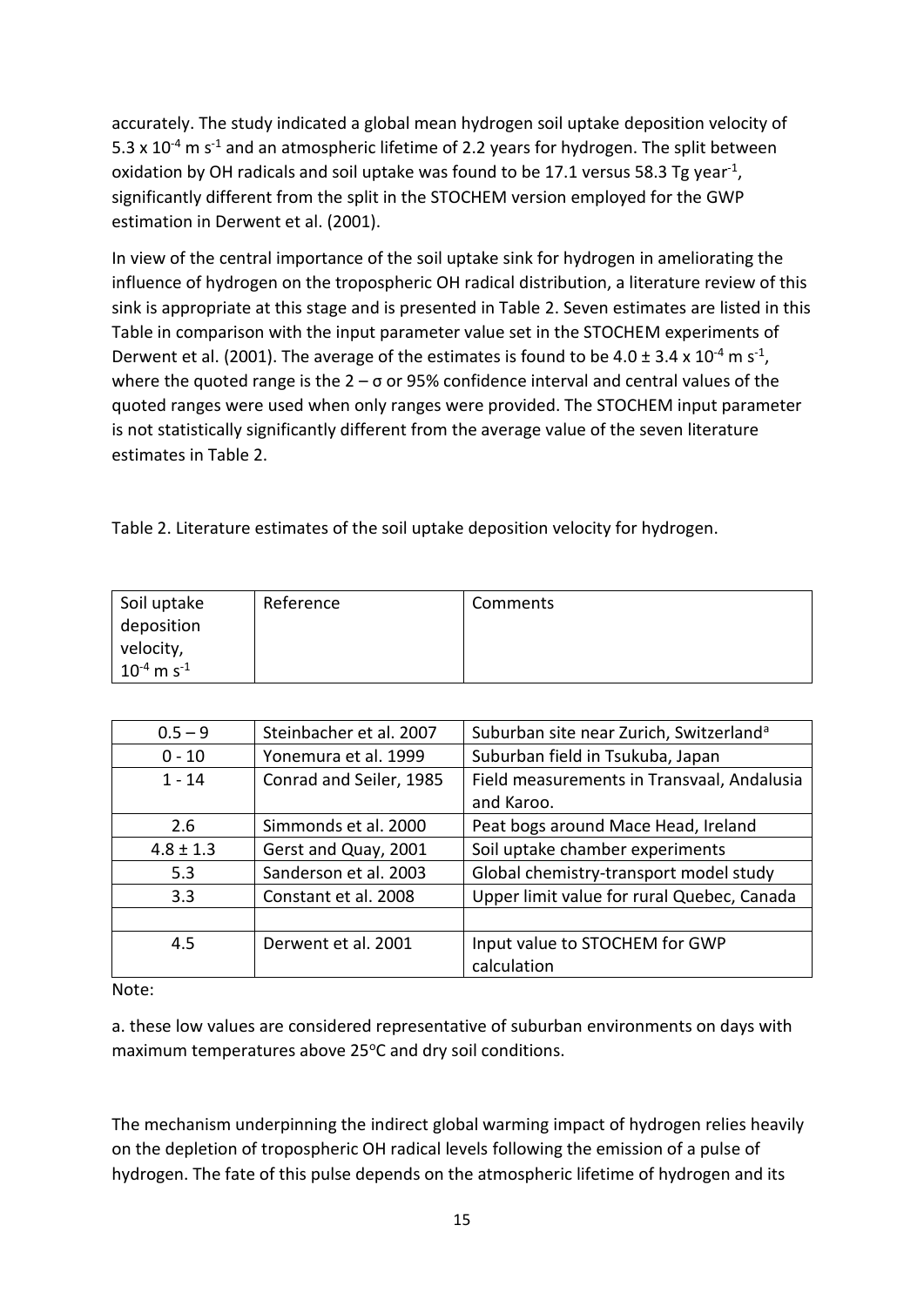accurately. The study indicated a global mean hydrogen soil uptake deposition velocity of $5.3 \times 10^{-4}$ m s$^{-1}$ and an atmospheric lifetime of 2.2 years for hydrogen. The split between oxidation by OH radicals and soil uptake was found to be 17.1 versus 58.3 Tg year$^{-1}$, significantly different from the split in the STOCHEM version employed for the GWP estimation in Derwent et al. (2001).

In view of the central importance of the soil uptake sink for hydrogen in ameliorating the influence of hydrogen on the tropospheric OH radical distribution, a literature review of this sink is appropriate at this stage and is presented in Table 2. Seven estimates are listed in this Table in comparison with the input parameter value set in the STOCHEM experiments of Derwent et al. (2001). The average of the estimates is found to be $4.0 \pm 3.4 \times 10^{-4}$ m s$^{-1}$, where the quoted range is the $2-\sigma$ or 95% confidence interval and central values of the quoted ranges were used when only ranges were provided. The STOCHEM input parameter is not statistically significantly different from the average value of the seven literature estimates in Table 2.

Table 2. Literature estimates of the soil uptake deposition velocity for hydrogen.

| Soil uptake deposition velocity, $10^{-4}$ m s$^{-1}$ | Reference | Comments |
|---|---|---|
| 0.5 – 9 | Steinbacher et al. 2007 | Suburban site near Zurich, Switzerland[a] |
| 0 - 10 | Yonemura et al. 1999 | Suburban field in Tsukuba, Japan |
| 1 - 14 | Conrad and Seiler, 1985 | Field measurements in Transvaal, Andalusia and Karoo. |
| 2.6 | Simmonds et al. 2000 | Peat bogs around Mace Head, Ireland |
| 4.8 ± 1.3 | Gerst and Quay, 2001 | Soil uptake chamber experiments |
| 5.3 | Sanderson et al. 2003 | Global chemistry-transport model study |
| 3.3 | Constant et al. 2008 | Upper limit value for rural Quebec, Canada |
| | | |
| 4.5 | Derwent et al. 2001 | Input value to STOCHEM for GWP calculation |

Note:

a. these low values are considered representative of suburban environments on days with maximum temperatures above 25°C and dry soil conditions.

The mechanism underpinning the indirect global warming impact of hydrogen relies heavily on the depletion of tropospheric OH radical levels following the emission of a pulse of hydrogen. The fate of this pulse depends on the atmospheric lifetime of hydrogen and its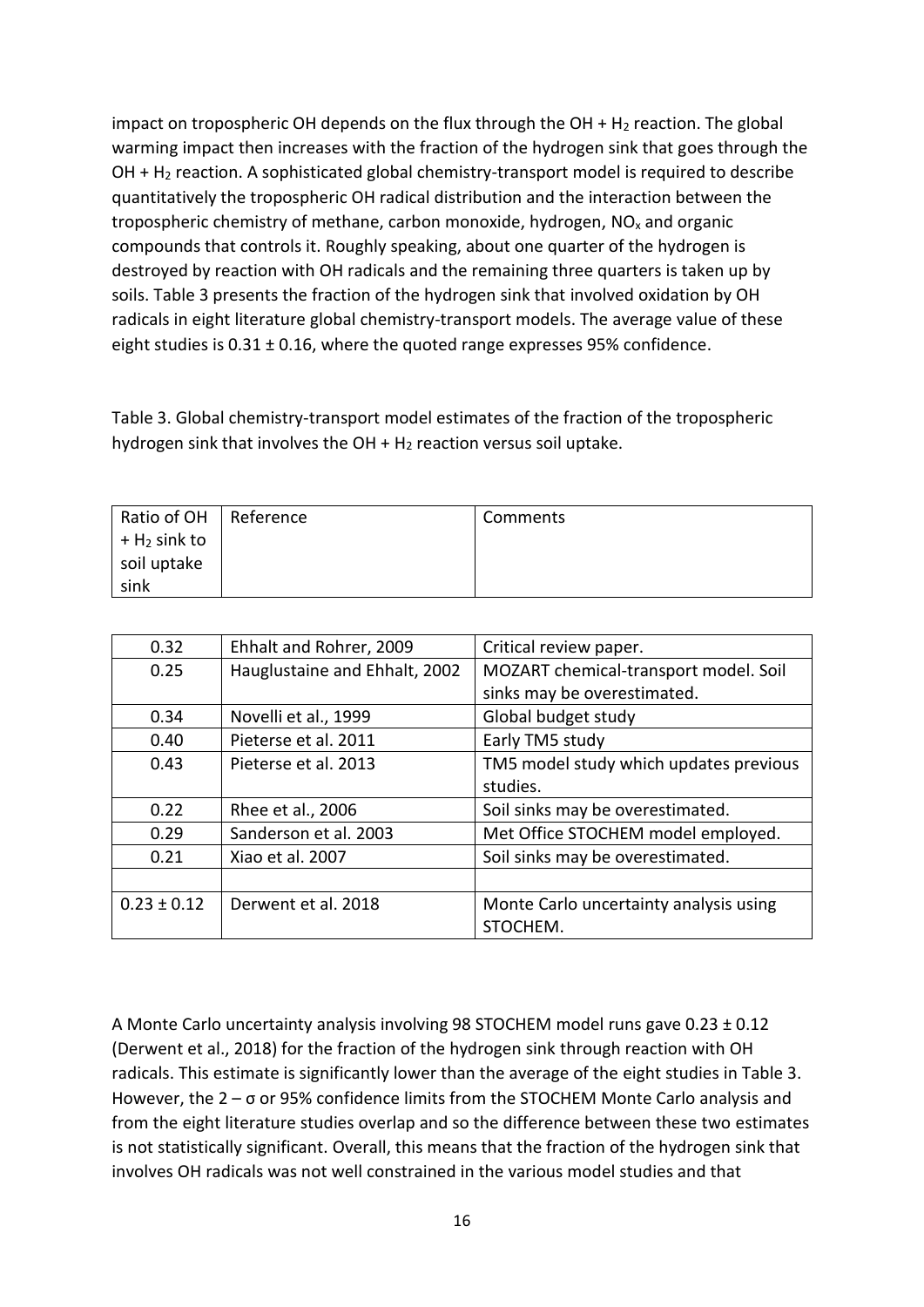impact on tropospheric OH depends on the flux through the OH + $H_2$ reaction. The global warming impact then increases with the fraction of the hydrogen sink that goes through the OH + $H_2$ reaction. A sophisticated global chemistry-transport model is required to describe quantitatively the tropospheric OH radical distribution and the interaction between the tropospheric chemistry of methane, carbon monoxide, hydrogen, $NO_x$ and organic compounds that controls it. Roughly speaking, about one quarter of the hydrogen is destroyed by reaction with OH radicals and the remaining three quarters is taken up by soils. Table 3 presents the fraction of the hydrogen sink that involved oxidation by OH radicals in eight literature global chemistry-transport models. The average value of these eight studies is 0.31 ± 0.16, where the quoted range expresses 95% confidence.

Table 3. Global chemistry-transport model estimates of the fraction of the tropospheric hydrogen sink that involves the OH + $H_2$ reaction versus soil uptake.

| Ratio of OH + $H_2$ sink to soil uptake sink | Reference | Comments |
|---|---|---|
| 0.32 | Ehhalt and Rohrer, 2009 | Critical review paper. |
| 0.25 | Hauglustaine and Ehhalt, 2002 | MOZART chemical-transport model. Soil sinks may be overestimated. |
| 0.34 | Novelli et al., 1999 | Global budget study |
| 0.40 | Pieterse et al. 2011 | Early TM5 study |
| 0.43 | Pieterse et al. 2013 | TM5 model study which updates previous studies. |
| 0.22 | Rhee et al., 2006 | Soil sinks may be overestimated. |
| 0.29 | Sanderson et al. 2003 | Met Office STOCHEM model employed. |
| 0.21 | Xiao et al. 2007 | Soil sinks may be overestimated. |
| | | |
| 0.23 ± 0.12 | Derwent et al. 2018 | Monte Carlo uncertainty analysis using STOCHEM. |

A Monte Carlo uncertainty analysis involving 98 STOCHEM model runs gave 0.23 ± 0.12 (Derwent et al., 2018) for the fraction of the hydrogen sink through reaction with OH radicals. This estimate is significantly lower than the average of the eight studies in Table 3. However, the $2 - \sigma$ or 95% confidence limits from the STOCHEM Monte Carlo analysis and from the eight literature studies overlap and so the difference between these two estimates is not statistically significant. Overall, this means that the fraction of the hydrogen sink that involves OH radicals was not well constrained in the various model studies and that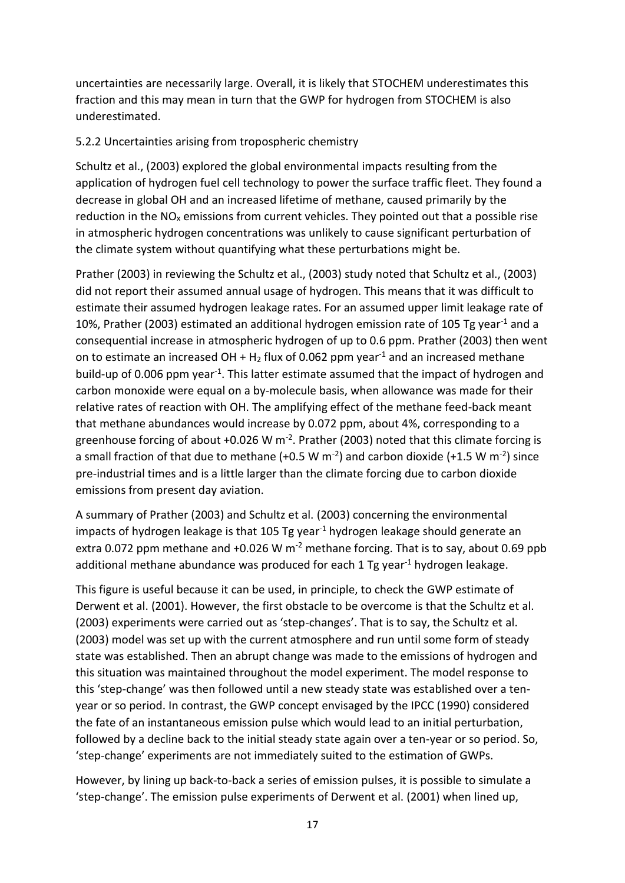uncertainties are necessarily large. Overall, it is likely that STOCHEM underestimates this fraction and this may mean in turn that the GWP for hydrogen from STOCHEM is also underestimated.

### 5.2.2 Uncertainties arising from tropospheric chemistry

Schultz et al., (2003) explored the global environmental impacts resulting from the application of hydrogen fuel cell technology to power the surface traffic fleet. They found a decrease in global OH and an increased lifetime of methane, caused primarily by the reduction in the $NO_x$ emissions from current vehicles. They pointed out that a possible rise in atmospheric hydrogen concentrations was unlikely to cause significant perturbation of the climate system without quantifying what these perturbations might be.

Prather (2003) in reviewing the Schultz et al., (2003) study noted that Schultz et al., (2003) did not report their assumed annual usage of hydrogen. This means that it was difficult to estimate their assumed hydrogen leakage rates. For an assumed upper limit leakage rate of 10%, Prather (2003) estimated an additional hydrogen emission rate of 105 Tg year$^{-1}$ and a consequential increase in atmospheric hydrogen of up to 0.6 ppm. Prather (2003) then went on to estimate an increased OH + $H_2$ flux of 0.062 ppm year$^{-1}$ and an increased methane build-up of 0.006 ppm year$^{-1}$. This latter estimate assumed that the impact of hydrogen and carbon monoxide were equal on a by-molecule basis, when allowance was made for their relative rates of reaction with OH. The amplifying effect of the methane feed-back meant that methane abundances would increase by 0.072 ppm, about 4%, corresponding to a greenhouse forcing of about +0.026 W m$^{-2}$. Prather (2003) noted that this climate forcing is a small fraction of that due to methane (+0.5 W m$^{-2}$) and carbon dioxide (+1.5 W m$^{-2}$) since pre-industrial times and is a little larger than the climate forcing due to carbon dioxide emissions from present day aviation.

A summary of Prather (2003) and Schultz et al. (2003) concerning the environmental impacts of hydrogen leakage is that 105 Tg year$^{-1}$ hydrogen leakage should generate an extra 0.072 ppm methane and +0.026 W m$^{-2}$ methane forcing. That is to say, about 0.69 ppb additional methane abundance was produced for each 1 Tg year$^{-1}$ hydrogen leakage.

This figure is useful because it can be used, in principle, to check the GWP estimate of Derwent et al. (2001). However, the first obstacle to be overcome is that the Schultz et al. (2003) experiments were carried out as 'step-changes'. That is to say, the Schultz et al. (2003) model was set up with the current atmosphere and run until some form of steady state was established. Then an abrupt change was made to the emissions of hydrogen and this situation was maintained throughout the model experiment. The model response to this 'step-change' was then followed until a new steady state was established over a ten-year or so period. In contrast, the GWP concept envisaged by the IPCC (1990) considered the fate of an instantaneous emission pulse which would lead to an initial perturbation, followed by a decline back to the initial steady state again over a ten-year or so period. So, 'step-change' experiments are not immediately suited to the estimation of GWPs.

However, by lining up back-to-back a series of emission pulses, it is possible to simulate a 'step-change'. The emission pulse experiments of Derwent et al. (2001) when lined up,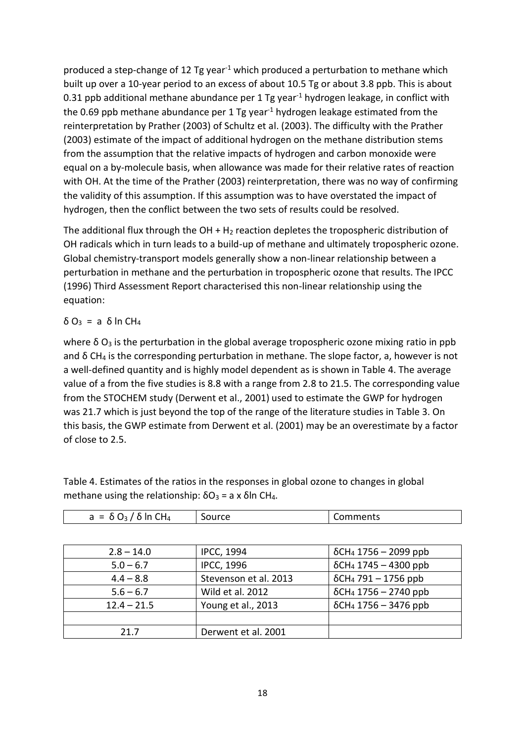produced a step-change of 12 Tg year$^{-1}$ which produced a perturbation to methane which built up over a 10-year period to an excess of about 10.5 Tg or about 3.8 ppb. This is about 0.31 ppb additional methane abundance per 1 Tg year$^{-1}$ hydrogen leakage, in conflict with the 0.69 ppb methane abundance per 1 Tg year$^{-1}$ hydrogen leakage estimated from the reinterpretation by Prather (2003) of Schultz et al. (2003). The difficulty with the Prather (2003) estimate of the impact of additional hydrogen on the methane distribution stems from the assumption that the relative impacts of hydrogen and carbon monoxide were equal on a by-molecule basis, when allowance was made for their relative rates of reaction with OH. At the time of the Prather (2003) reinterpretation, there was no way of confirming the validity of this assumption. If this assumption was to have overstated the impact of hydrogen, then the conflict between the two sets of results could be resolved.

The additional flux through the OH + $H_2$ reaction depletes the tropospheric distribution of OH radicals which in turn leads to a build-up of methane and ultimately tropospheric ozone. Global chemistry-transport models generally show a non-linear relationship between a perturbation in methane and the perturbation in tropospheric ozone that results. The IPCC (1996) Third Assessment Report characterised this non-linear relationship using the equation:

$$\delta O_3 = a \ \delta \ln CH_4$$

where $\delta O_3$ is the perturbation in the global average tropospheric ozone mixing ratio in ppb and $\delta CH_4$ is the corresponding perturbation in methane. The slope factor, a, however is not a well-defined quantity and is highly model dependent as is shown in Table 4. The average value of a from the five studies is 8.8 with a range from 2.8 to 21.5. The corresponding value from the STOCHEM study (Derwent et al., 2001) used to estimate the GWP for hydrogen was 21.7 which is just beyond the top of the range of the literature studies in Table 3. On this basis, the GWP estimate from Derwent et al. (2001) may be an overestimate by a factor of close to 2.5.

Table 4. Estimates of the ratios in the responses in global ozone to changes in global methane using the relationship: $\delta O_3 = a \times \delta \ln CH_4$.

| $a = \delta O_3 / \delta \ln CH_4$ | Source | Comments |
|---|---|---|
| 2.8 – 14.0 | IPCC, 1994 | $\delta CH_4$ 1756 – 2099 ppb |
| 5.0 – 6.7 | IPCC, 1996 | $\delta CH_4$ 1745 – 4300 ppb |
| 4.4 – 8.8 | Stevenson et al. 2013 | $\delta CH_4$ 791 – 1756 ppb |
| 5.6 – 6.7 | Wild et al. 2012 | $\delta CH_4$ 1756 – 2740 ppb |
| 12.4 – 21.5 | Young et al., 2013 | $\delta CH_4$ 1756 – 3476 ppb |
| | | |
| 21.7 | Derwent et al. 2001 | |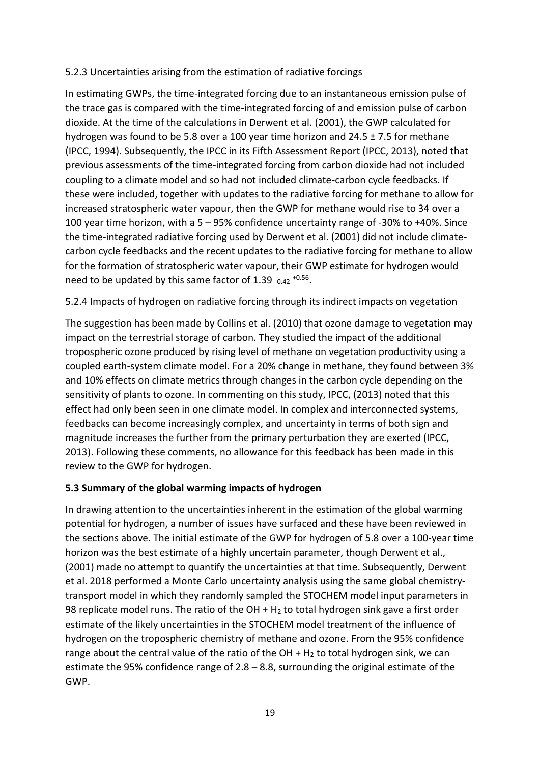5.2.3 Uncertainties arising from the estimation of radiative forcings

In estimating GWPs, the time-integrated forcing due to an instantaneous emission pulse of the trace gas is compared with the time-integrated forcing of and emission pulse of carbon dioxide. At the time of the calculations in Derwent et al. (2001), the GWP calculated for hydrogen was found to be 5.8 over a 100 year time horizon and 24.5 ± 7.5 for methane (IPCC, 1994). Subsequently, the IPCC in its Fifth Assessment Report (IPCC, 2013), noted that previous assessments of the time-integrated forcing from carbon dioxide had not included coupling to a climate model and so had not included climate-carbon cycle feedbacks. If these were included, together with updates to the radiative forcing for methane to allow for increased stratospheric water vapour, then the GWP for methane would rise to 34 over a 100 year time horizon, with a 5 – 95% confidence uncertainty range of -30% to +40%. Since the time-integrated radiative forcing used by Derwent et al. (2001) did not include climate-carbon cycle feedbacks and the recent updates to the radiative forcing for methane to allow for the formation of stratospheric water vapour, their GWP estimate for hydrogen would need to be updated by this same factor of $1.39_{-0.42}^{+0.56}$.

5.2.4 Impacts of hydrogen on radiative forcing through its indirect impacts on vegetation

The suggestion has been made by Collins et al. (2010) that ozone damage to vegetation may impact on the terrestrial storage of carbon. They studied the impact of the additional tropospheric ozone produced by rising level of methane on vegetation productivity using a coupled earth-system climate model. For a 20% change in methane, they found between 3% and 10% effects on climate metrics through changes in the carbon cycle depending on the sensitivity of plants to ozone. In commenting on this study, IPCC, (2013) noted that this effect had only been seen in one climate model. In complex and interconnected systems, feedbacks can become increasingly complex, and uncertainty in terms of both sign and magnitude increases the further from the primary perturbation they are exerted (IPCC, 2013). Following these comments, no allowance for this feedback has been made in this review to the GWP for hydrogen.

### 5.3 Summary of the global warming impacts of hydrogen

In drawing attention to the uncertainties inherent in the estimation of the global warming potential for hydrogen, a number of issues have surfaced and these have been reviewed in the sections above. The initial estimate of the GWP for hydrogen of 5.8 over a 100-year time horizon was the best estimate of a highly uncertain parameter, though Derwent et al., (2001) made no attempt to quantify the uncertainties at that time. Subsequently, Derwent et al. 2018 performed a Monte Carlo uncertainty analysis using the same global chemistry-transport model in which they randomly sampled the STOCHEM model input parameters in 98 replicate model runs. The ratio of the OH + $H_2$ to total hydrogen sink gave a first order estimate of the likely uncertainties in the STOCHEM model treatment of the influence of hydrogen on the tropospheric chemistry of methane and ozone. From the 95% confidence range about the central value of the ratio of the OH + $H_2$ to total hydrogen sink, we can estimate the 95% confidence range of 2.8 – 8.8, surrounding the original estimate of the GWP.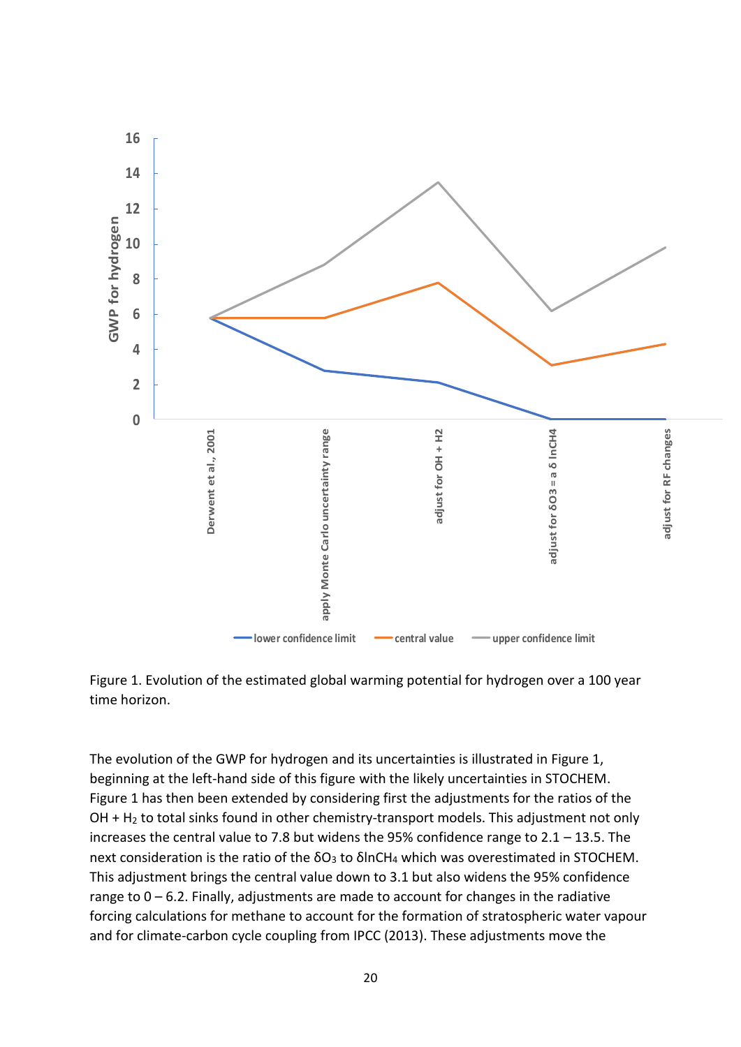Figure 1. Evolution of the estimated global warming potential for hydrogen over a 100 year time horizon.

The evolution of the GWP for hydrogen and its uncertainties is illustrated in Figure 1, beginning at the left-hand side of this figure with the likely uncertainties in STOCHEM. Figure 1 has then been extended by considering first the adjustments for the ratios of the OH + $H_2$ to total sinks found in other chemistry-transport models. This adjustment not only increases the central value to 7.8 but widens the 95% confidence range to 2.1 – 13.5. The next consideration is the ratio of the $\delta O_3$ to $\delta \ln CH_4$ which was overestimated in STOCHEM. This adjustment brings the central value down to 3.1 but also widens the 95% confidence range to 0 – 6.2. Finally, adjustments are made to account for changes in the radiative forcing calculations for methane to account for the formation of stratospheric water vapour and for climate-carbon cycle coupling from IPCC (2013). These adjustments move the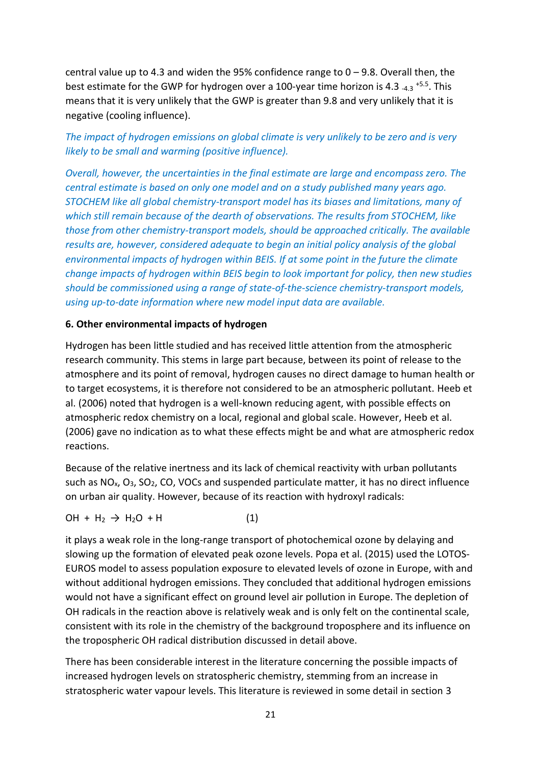central value up to 4.3 and widen the 95% confidence range to 0 – 9.8. Overall then, the best estimate for the GWP for hydrogen over a 100-year time horizon is $4.3_{-4.3}^{+5.5}$. This means that it is very unlikely that the GWP is greater than 9.8 and very unlikely that it is negative (cooling influence).

*The impact of hydrogen emissions on global climate is very unlikely to be zero and is very likely to be small and warming (positive influence).*

*Overall, however, the uncertainties in the final estimate are large and encompass zero. The central estimate is based on only one model and on a study published many years ago. STOCHEM like all global chemistry-transport model has its biases and limitations, many of which still remain because of the dearth of observations. The results from STOCHEM, like those from other chemistry-transport models, should be approached critically. The available results are, however, considered adequate to begin an initial policy analysis of the global environmental impacts of hydrogen within BEIS. If at some point in the future the climate change impacts of hydrogen within BEIS begin to look important for policy, then new studies should be commissioned using a range of state-of-the-science chemistry-transport models, using up-to-date information where new model input data are available.*

## 6. Other environmental impacts of hydrogen

Hydrogen has been little studied and has received little attention from the atmospheric research community. This stems in large part because, between its point of release to the atmosphere and its point of removal, hydrogen causes no direct damage to human health or to target ecosystems, it is therefore not considered to be an atmospheric pollutant. Heeb et al. (2006) noted that hydrogen is a well-known reducing agent, with possible effects on atmospheric redox chemistry on a local, regional and global scale. However, Heeb et al. (2006) gave no indication as to what these effects might be and what are atmospheric redox reactions.

Because of the relative inertness and its lack of chemical reactivity with urban pollutants such as $NO_x$, $O_3$, $SO_2$, CO, VOCs and suspended particulate matter, it has no direct influence on urban air quality. However, because of its reaction with hydroxyl radicals:

$$OH + H_2 \rightarrow H_2O + H \qquad (1)$$

it plays a weak role in the long-range transport of photochemical ozone by delaying and slowing up the formation of elevated peak ozone levels. Popa et al. (2015) used the LOTOS-EUROS model to assess population exposure to elevated levels of ozone in Europe, with and without additional hydrogen emissions. They concluded that additional hydrogen emissions would not have a significant effect on ground level air pollution in Europe. The depletion of OH radicals in the reaction above is relatively weak and is only felt on the continental scale, consistent with its role in the chemistry of the background troposphere and its influence on the tropospheric OH radical distribution discussed in detail above.

There has been considerable interest in the literature concerning the possible impacts of increased hydrogen levels on stratospheric chemistry, stemming from an increase in stratospheric water vapour levels. This literature is reviewed in some detail in section 3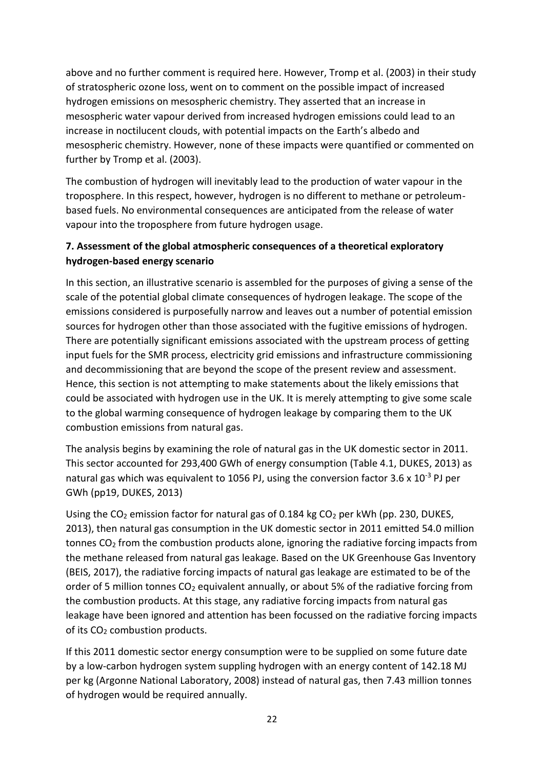above and no further comment is required here. However, Tromp et al. (2003) in their study of stratospheric ozone loss, went on to comment on the possible impact of increased hydrogen emissions on mesospheric chemistry. They asserted that an increase in mesospheric water vapour derived from increased hydrogen emissions could lead to an increase in noctilucent clouds, with potential impacts on the Earth's albedo and mesospheric chemistry. However, none of these impacts were quantified or commented on further by Tromp et al. (2003).

The combustion of hydrogen will inevitably lead to the production of water vapour in the troposphere. In this respect, however, hydrogen is no different to methane or petroleum-based fuels. No environmental consequences are anticipated from the release of water vapour into the troposphere from future hydrogen usage.

## 7. Assessment of the global atmospheric consequences of a theoretical exploratory hydrogen-based energy scenario

In this section, an illustrative scenario is assembled for the purposes of giving a sense of the scale of the potential global climate consequences of hydrogen leakage. The scope of the emissions considered is purposefully narrow and leaves out a number of potential emission sources for hydrogen other than those associated with the fugitive emissions of hydrogen. There are potentially significant emissions associated with the upstream process of getting input fuels for the SMR process, electricity grid emissions and infrastructure commissioning and decommissioning that are beyond the scope of the present review and assessment. Hence, this section is not attempting to make statements about the likely emissions that could be associated with hydrogen use in the UK. It is merely attempting to give some scale to the global warming consequence of hydrogen leakage by comparing them to the UK combustion emissions from natural gas.

The analysis begins by examining the role of natural gas in the UK domestic sector in 2011. This sector accounted for 293,400 GWh of energy consumption (Table 4.1, DUKES, 2013) as natural gas which was equivalent to 1056 PJ, using the conversion factor 3.6 x $10^{-3}$ PJ per GWh (pp19, DUKES, 2013)

Using the $CO_2$ emission factor for natural gas of 0.184 kg $CO_2$ per kWh (pp. 230, DUKES, 2013), then natural gas consumption in the UK domestic sector in 2011 emitted 54.0 million tonnes $CO_2$ from the combustion products alone, ignoring the radiative forcing impacts from the methane released from natural gas leakage. Based on the UK Greenhouse Gas Inventory (BEIS, 2017), the radiative forcing impacts of natural gas leakage are estimated to be of the order of 5 million tonnes $CO_2$ equivalent annually, or about 5% of the radiative forcing from the combustion products. At this stage, any radiative forcing impacts from natural gas leakage have been ignored and attention has been focussed on the radiative forcing impacts of its $CO_2$ combustion products.

If this 2011 domestic sector energy consumption were to be supplied on some future date by a low-carbon hydrogen system suppling hydrogen with an energy content of 142.18 MJ per kg (Argonne National Laboratory, 2008) instead of natural gas, then 7.43 million tonnes of hydrogen would be required annually.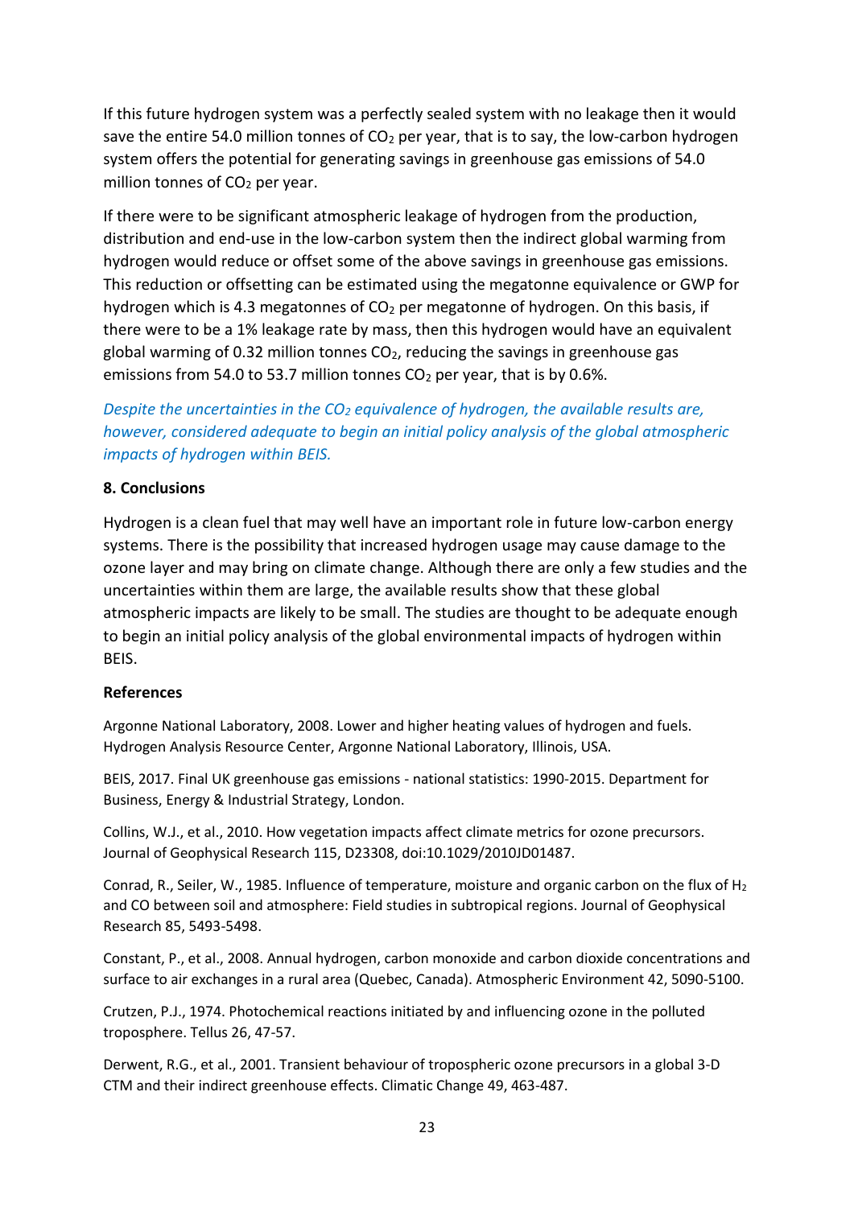If this future hydrogen system was a perfectly sealed system with no leakage then it would save the entire 54.0 million tonnes of $CO_2$ per year, that is to say, the low-carbon hydrogen system offers the potential for generating savings in greenhouse gas emissions of 54.0 million tonnes of $CO_2$ per year.

If there were to be significant atmospheric leakage of hydrogen from the production, distribution and end-use in the low-carbon system then the indirect global warming from hydrogen would reduce or offset some of the above savings in greenhouse gas emissions. This reduction or offsetting can be estimated using the megatonne equivalence or GWP for hydrogen which is 4.3 megatonnes of $CO_2$ per megatonne of hydrogen. On this basis, if there were to be a 1% leakage rate by mass, then this hydrogen would have an equivalent global warming of 0.32 million tonnes $CO_2$, reducing the savings in greenhouse gas emissions from 54.0 to 53.7 million tonnes $CO_2$ per year, that is by 0.6%.

*Despite the uncertainties in the $CO_2$ equivalence of hydrogen, the available results are, however, considered adequate to begin an initial policy analysis of the global atmospheric impacts of hydrogen within BEIS.*

## 8. Conclusions

Hydrogen is a clean fuel that may well have an important role in future low-carbon energy systems. There is the possibility that increased hydrogen usage may cause damage to the ozone layer and may bring on climate change. Although there are only a few studies and the uncertainties within them are large, the available results show that these global atmospheric impacts are likely to be small. The studies are thought to be adequate enough to begin an initial policy analysis of the global environmental impacts of hydrogen within BEIS.

## References

Argonne National Laboratory, 2008. Lower and higher heating values of hydrogen and fuels. Hydrogen Analysis Resource Center, Argonne National Laboratory, Illinois, USA.

BEIS, 2017. Final UK greenhouse gas emissions - national statistics: 1990-2015. Department for Business, Energy & Industrial Strategy, London.

Collins, W.J., et al., 2010. How vegetation impacts affect climate metrics for ozone precursors. Journal of Geophysical Research 115, D23308, doi:10.1029/2010JD01487.

Conrad, R., Seiler, W., 1985. Influence of temperature, moisture and organic carbon on the flux of $H_2$ and CO between soil and atmosphere: Field studies in subtropical regions. Journal of Geophysical Research 85, 5493-5498.

Constant, P., et al., 2008. Annual hydrogen, carbon monoxide and carbon dioxide concentrations and surface to air exchanges in a rural area (Quebec, Canada). Atmospheric Environment 42, 5090-5100.

Crutzen, P.J., 1974. Photochemical reactions initiated by and influencing ozone in the polluted troposphere. Tellus 26, 47-57.

Derwent, R.G., et al., 2001. Transient behaviour of tropospheric ozone precursors in a global 3-D CTM and their indirect greenhouse effects. Climatic Change 49, 463-487.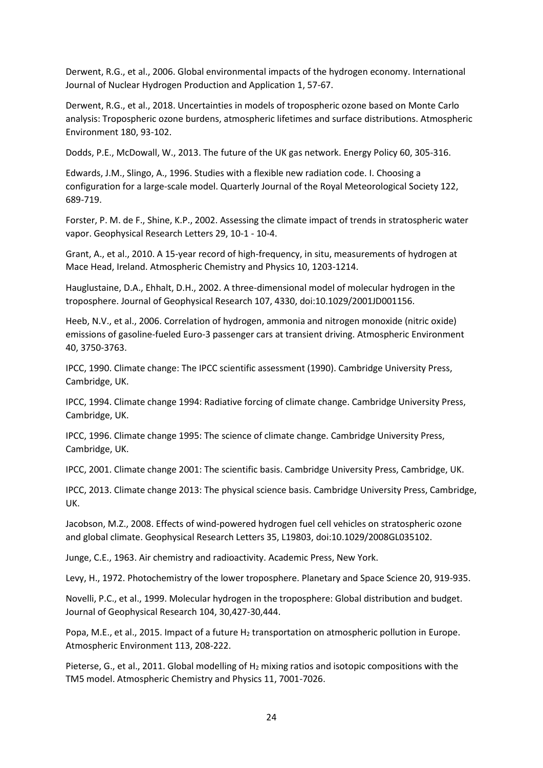Derwent, R.G., et al., 2006. Global environmental impacts of the hydrogen economy. International Journal of Nuclear Hydrogen Production and Application 1, 57-67.

Derwent, R.G., et al., 2018. Uncertainties in models of tropospheric ozone based on Monte Carlo analysis: Tropospheric ozone burdens, atmospheric lifetimes and surface distributions. Atmospheric Environment 180, 93-102.

Dodds, P.E., McDowall, W., 2013. The future of the UK gas network. Energy Policy 60, 305-316.

Edwards, J.M., Slingo, A., 1996. Studies with a flexible new radiation code. I. Choosing a configuration for a large-scale model. Quarterly Journal of the Royal Meteorological Society 122, 689-719.

Forster, P. M. de F., Shine, K.P., 2002. Assessing the climate impact of trends in stratospheric water vapor. Geophysical Research Letters 29, 10-1 - 10-4.

Grant, A., et al., 2010. A 15-year record of high-frequency, in situ, measurements of hydrogen at Mace Head, Ireland. Atmospheric Chemistry and Physics 10, 1203-1214.

Hauglustaine, D.A., Ehhalt, D.H., 2002. A three-dimensional model of molecular hydrogen in the troposphere. Journal of Geophysical Research 107, 4330, doi:10.1029/2001JD001156.

Heeb, N.V., et al., 2006. Correlation of hydrogen, ammonia and nitrogen monoxide (nitric oxide) emissions of gasoline-fueled Euro-3 passenger cars at transient driving. Atmospheric Environment 40, 3750-3763.

IPCC, 1990. Climate change: The IPCC scientific assessment (1990). Cambridge University Press, Cambridge, UK.

IPCC, 1994. Climate change 1994: Radiative forcing of climate change. Cambridge University Press, Cambridge, UK.

IPCC, 1996. Climate change 1995: The science of climate change. Cambridge University Press, Cambridge, UK.

IPCC, 2001. Climate change 2001: The scientific basis. Cambridge University Press, Cambridge, UK.

IPCC, 2013. Climate change 2013: The physical science basis. Cambridge University Press, Cambridge, UK.

Jacobson, M.Z., 2008. Effects of wind-powered hydrogen fuel cell vehicles on stratospheric ozone and global climate. Geophysical Research Letters 35, L19803, doi:10.1029/2008GL035102.

Junge, C.E., 1963. Air chemistry and radioactivity. Academic Press, New York.

Levy, H., 1972. Photochemistry of the lower troposphere. Planetary and Space Science 20, 919-935.

Novelli, P.C., et al., 1999. Molecular hydrogen in the troposphere: Global distribution and budget. Journal of Geophysical Research 104, 30,427-30,444.

Popa, M.E., et al., 2015. Impact of a future $H_2$ transportation on atmospheric pollution in Europe. Atmospheric Environment 113, 208-222.

Pieterse, G., et al., 2011. Global modelling of $H_2$ mixing ratios and isotopic compositions with the TM5 model. Atmospheric Chemistry and Physics 11, 7001-7026.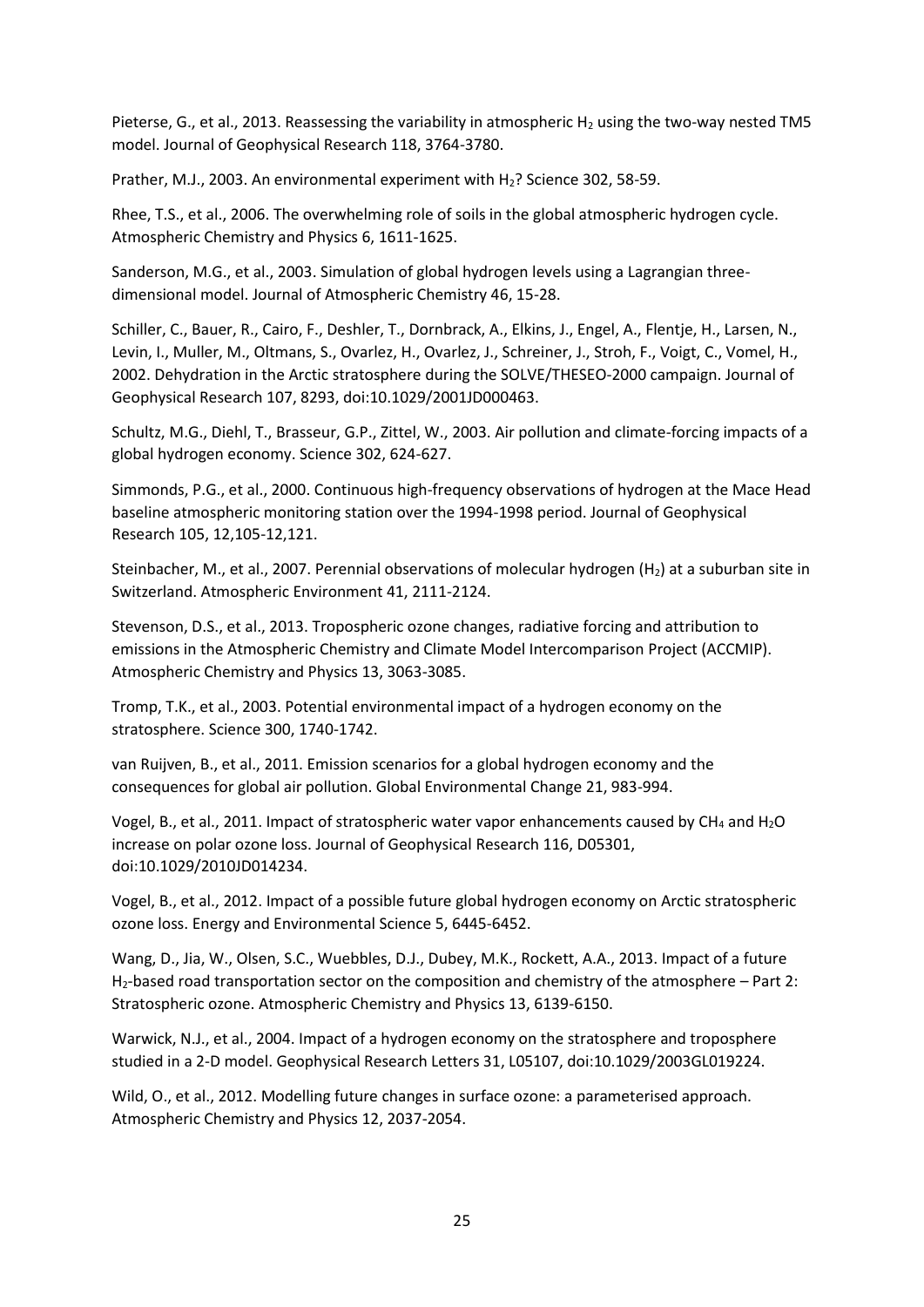Pieterse, G., et al., 2013. Reassessing the variability in atmospheric $H_2$ using the two-way nested TM5 model. Journal of Geophysical Research 118, 3764-3780.

Prather, M.J., 2003. An environmental experiment with $H_2$? Science 302, 58-59.

Rhee, T.S., et al., 2006. The overwhelming role of soils in the global atmospheric hydrogen cycle. Atmospheric Chemistry and Physics 6, 1611-1625.

Sanderson, M.G., et al., 2003. Simulation of global hydrogen levels using a Lagrangian three-dimensional model. Journal of Atmospheric Chemistry 46, 15-28.

Schiller, C., Bauer, R., Cairo, F., Deshler, T., Dornbrack, A., Elkins, J., Engel, A., Flentje, H., Larsen, N., Levin, I., Muller, M., Oltmans, S., Ovarlez, H., Ovarlez, J., Schreiner, J., Stroh, F., Voigt, C., Vomel, H., 2002. Dehydration in the Arctic stratosphere during the SOLVE/THESEO-2000 campaign. Journal of Geophysical Research 107, 8293, doi:10.1029/2001JD000463.

Schultz, M.G., Diehl, T., Brasseur, G.P., Zittel, W., 2003. Air pollution and climate-forcing impacts of a global hydrogen economy. Science 302, 624-627.

Simmonds, P.G., et al., 2000. Continuous high-frequency observations of hydrogen at the Mace Head baseline atmospheric monitoring station over the 1994-1998 period. Journal of Geophysical Research 105, 12,105-12,121.

Steinbacher, M., et al., 2007. Perennial observations of molecular hydrogen ($H_2$) at a suburban site in Switzerland. Atmospheric Environment 41, 2111-2124.

Stevenson, D.S., et al., 2013. Tropospheric ozone changes, radiative forcing and attribution to emissions in the Atmospheric Chemistry and Climate Model Intercomparison Project (ACCMIP). Atmospheric Chemistry and Physics 13, 3063-3085.

Tromp, T.K., et al., 2003. Potential environmental impact of a hydrogen economy on the stratosphere. Science 300, 1740-1742.

van Ruijven, B., et al., 2011. Emission scenarios for a global hydrogen economy and the consequences for global air pollution. Global Environmental Change 21, 983-994.

Vogel, B., et al., 2011. Impact of stratospheric water vapor enhancements caused by $CH_4$ and $H_2O$ increase on polar ozone loss. Journal of Geophysical Research 116, D05301, doi:10.1029/2010JD014234.

Vogel, B., et al., 2012. Impact of a possible future global hydrogen economy on Arctic stratospheric ozone loss. Energy and Environmental Science 5, 6445-6452.

Wang, D., Jia, W., Olsen, S.C., Wuebbles, D.J., Dubey, M.K., Rockett, A.A., 2013. Impact of a future $H_2$-based road transportation sector on the composition and chemistry of the atmosphere – Part 2: Stratospheric ozone. Atmospheric Chemistry and Physics 13, 6139-6150.

Warwick, N.J., et al., 2004. Impact of a hydrogen economy on the stratosphere and troposphere studied in a 2-D model. Geophysical Research Letters 31, L05107, doi:10.1029/2003GL019224.

Wild, O., et al., 2012. Modelling future changes in surface ozone: a parameterised approach. Atmospheric Chemistry and Physics 12, 2037-2054.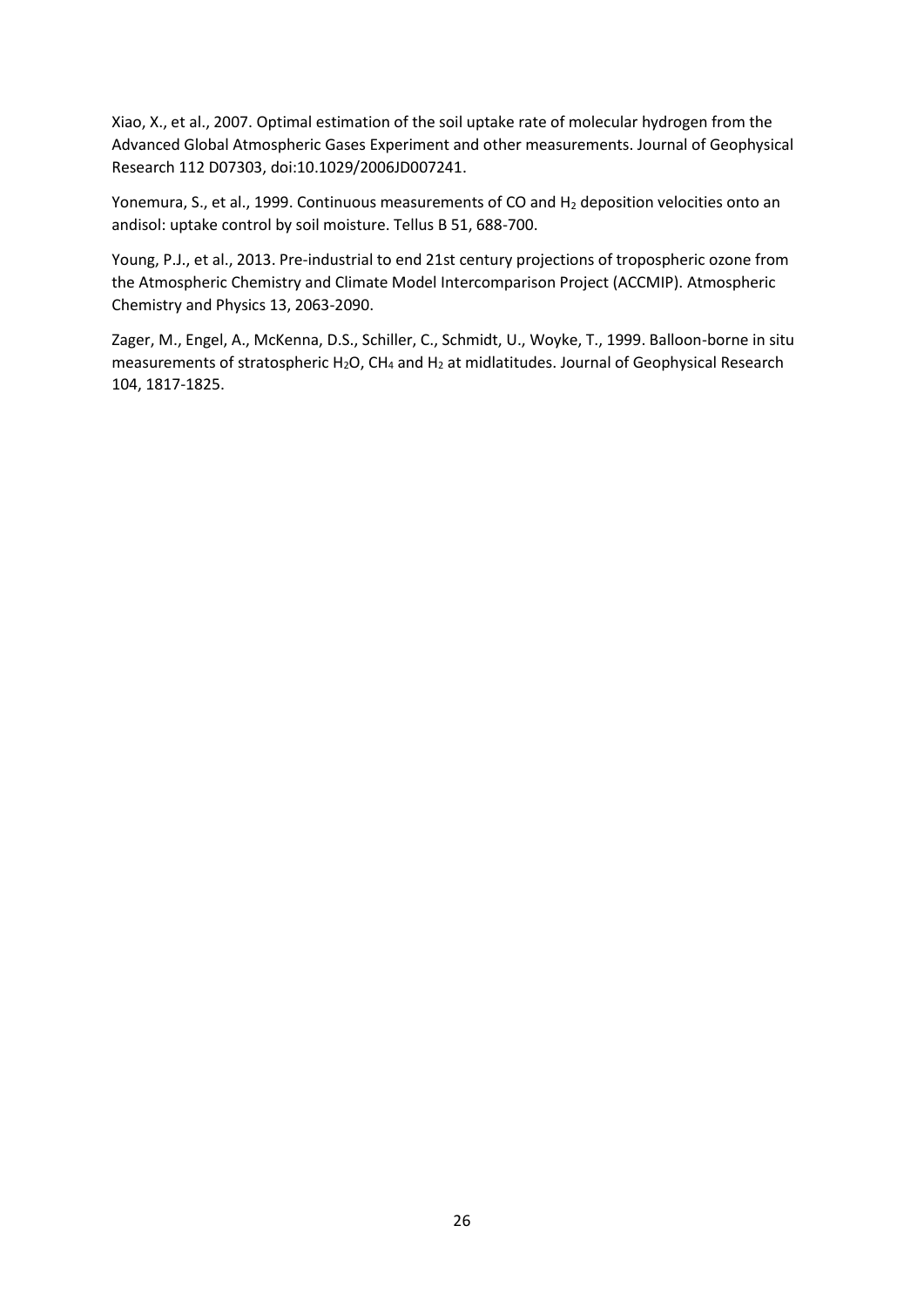Xiao, X., et al., 2007. Optimal estimation of the soil uptake rate of molecular hydrogen from the Advanced Global Atmospheric Gases Experiment and other measurements. Journal of Geophysical Research 112 D07303, doi:10.1029/2006JD007241.

Yonemura, S., et al., 1999. Continuous measurements of CO and $H_2$ deposition velocities onto an andisol: uptake control by soil moisture. Tellus B 51, 688-700.

Young, P.J., et al., 2013. Pre-industrial to end 21st century projections of tropospheric ozone from the Atmospheric Chemistry and Climate Model Intercomparison Project (ACCMIP). Atmospheric Chemistry and Physics 13, 2063-2090.

Zager, M., Engel, A., McKenna, D.S., Schiller, C., Schmidt, U., Woyke, T., 1999. Balloon-borne in situ measurements of stratospheric $H_2O$, $CH_4$ and $H_2$ at midlatitudes. Journal of Geophysical Research 104, 1817-1825.